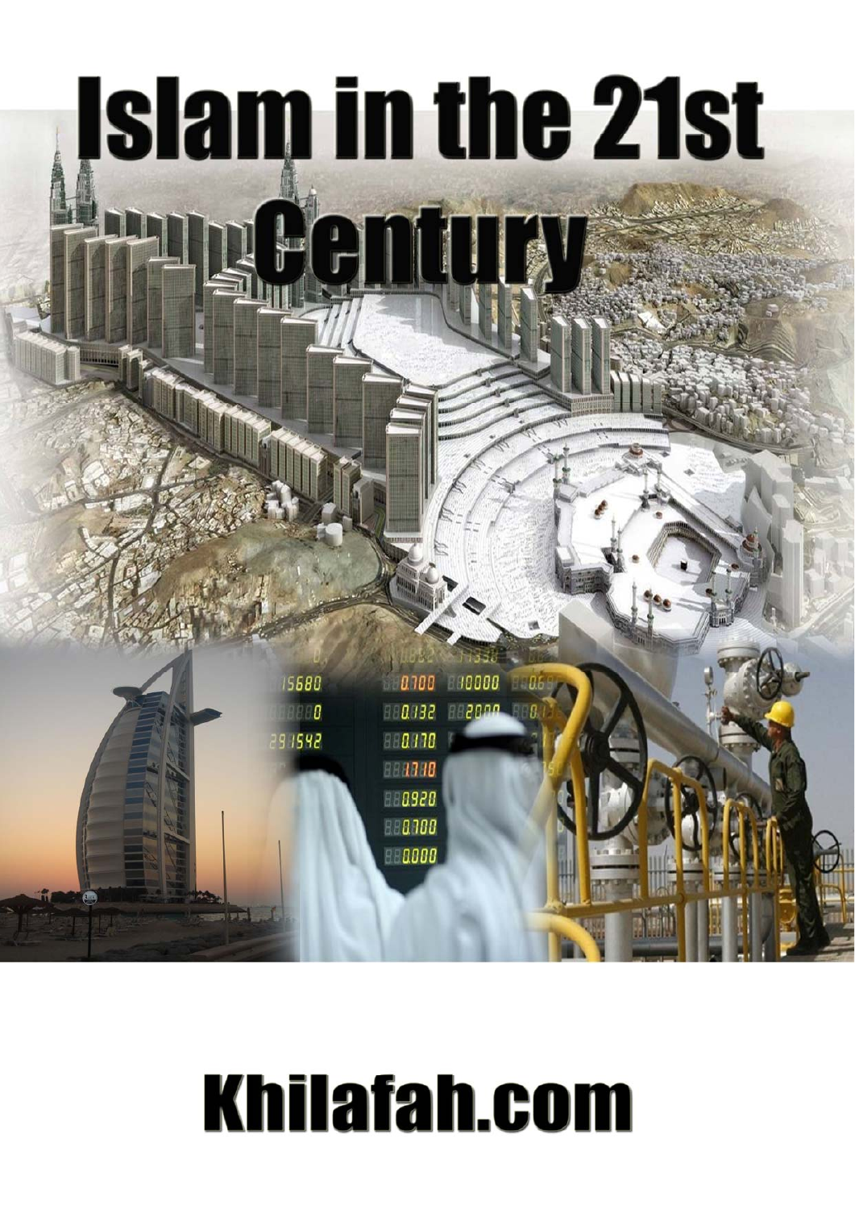# Islam in the 21st Century

Khilafah.com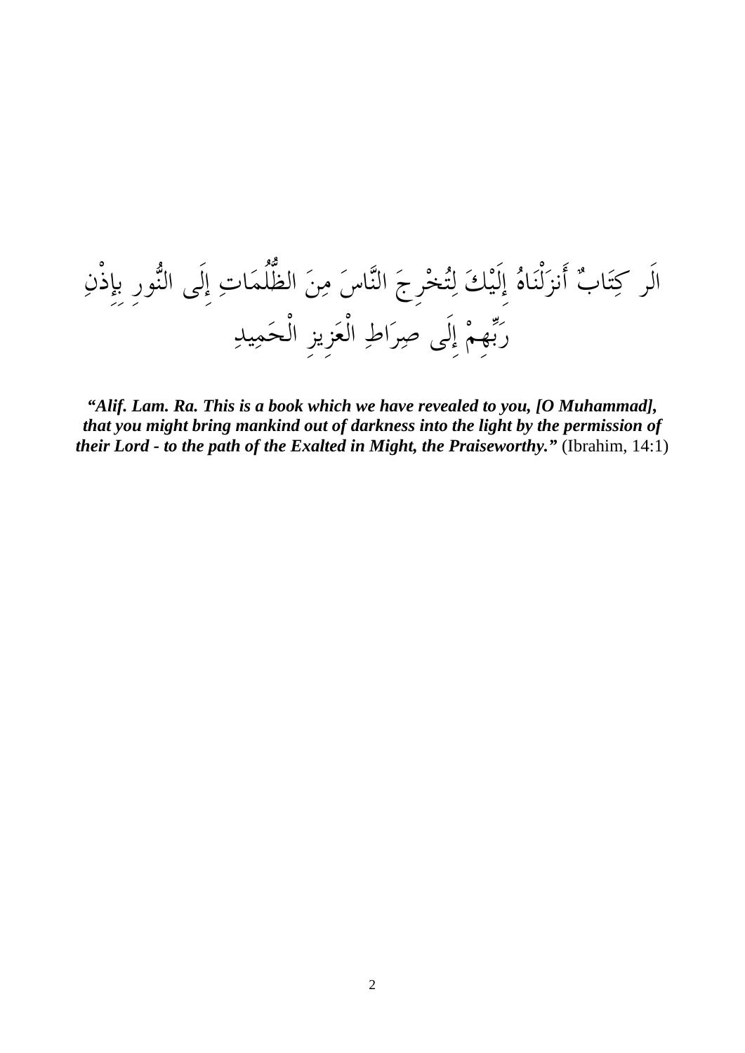الَر كِتَابٌ أَنزَلْنَاهُ إِلَيْكَ لِتُخْرِجَ النَّاسَ مِنَ الظُّلُمَاتِ إِلَى النُّورِ بِإِذْنِ رَبِّهِمْ إِلَى صِرَاطِ الْعَزِيزِ الْحَمِيدِ

***"Alif. Lam. Ra. This is a book which we have revealed to you, [O Muhammad], that you might bring mankind out of darkness into the light by the permission of their Lord - to the path of the Exalted in Might, the Praiseworthy."*** (Ibrahim, 14:1)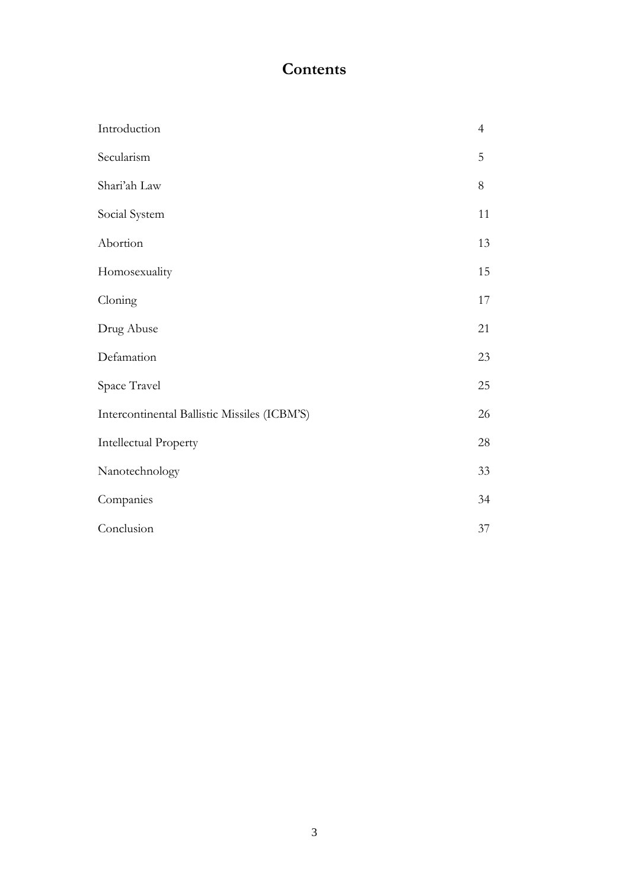# Contents

| | |
|---|---|
| Introduction | 4 |
| Secularism | 5 |
| Shari'ah Law | 8 |
| Social System | 11 |
| Abortion | 13 |
| Homosexuality | 15 |
| Cloning | 17 |
| Drug Abuse | 21 |
| Defamation | 23 |
| Space Travel | 25 |
| Intercontinental Ballistic Missiles (ICBM'S) | 26 |
| Intellectual Property | 28 |
| Nanotechnology | 33 |
| Companies | 34 |
| Conclusion | 37 |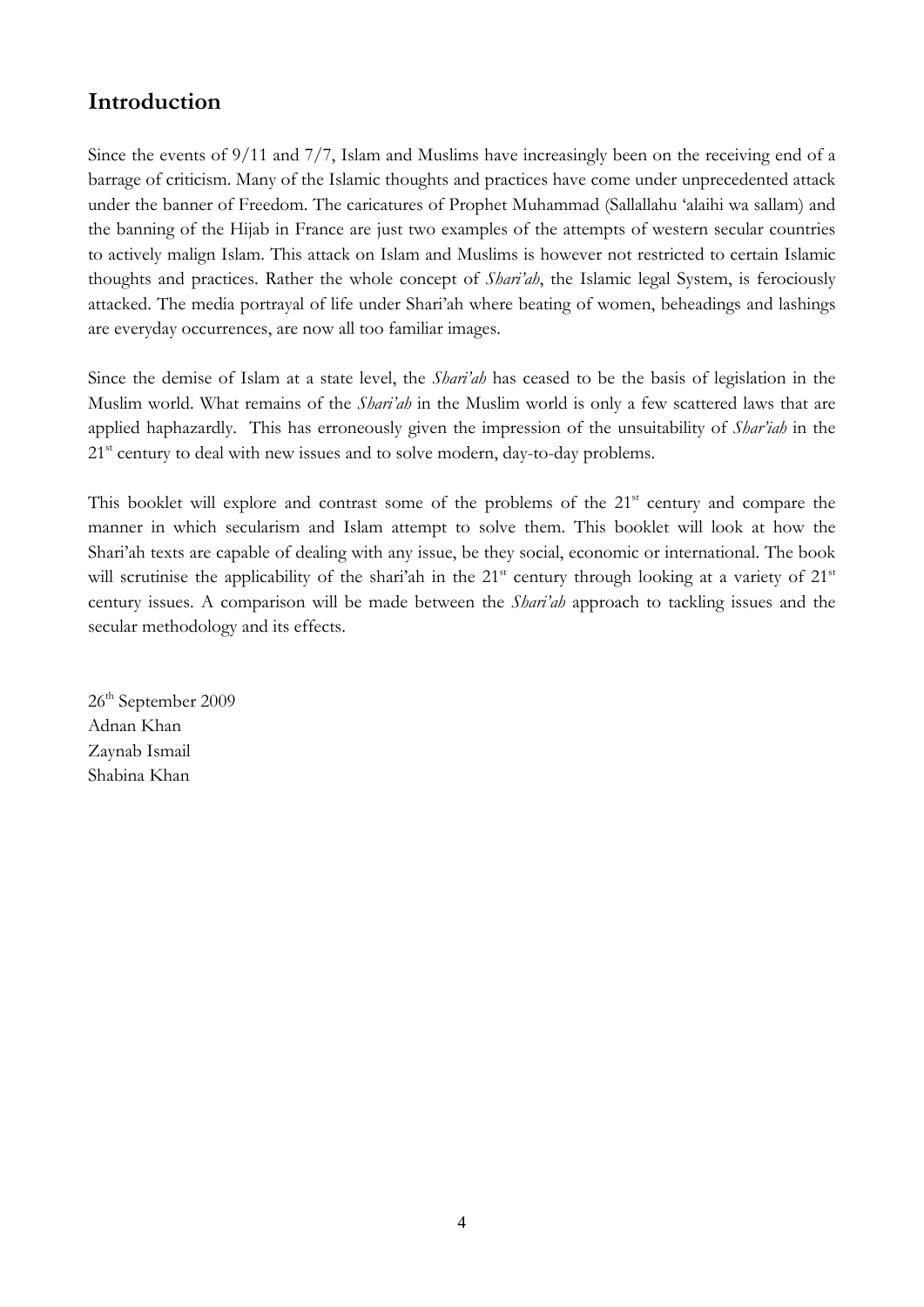## Introduction

Since the events of 9/11 and 7/7, Islam and Muslims have increasingly been on the receiving end of a barrage of criticism. Many of the Islamic thoughts and practices have come under unprecedented attack under the banner of Freedom. The caricatures of Prophet Muhammad (Sallallahu 'alaihi wa sallam) and the banning of the Hijab in France are just two examples of the attempts of western secular countries to actively malign Islam. This attack on Islam and Muslims is however not restricted to certain Islamic thoughts and practices. Rather the whole concept of *Shari'ah*, the Islamic legal System, is ferociously attacked. The media portrayal of life under Shari'ah where beating of women, beheadings and lashings are everyday occurrences, are now all too familiar images.

Since the demise of Islam at a state level, the *Shari'ah* has ceased to be the basis of legislation in the Muslim world. What remains of the *Shari'ah* in the Muslim world is only a few scattered laws that are applied haphazardly. This has erroneously given the impression of the unsuitability of *Shar'iah* in the 21st century to deal with new issues and to solve modern, day-to-day problems.

This booklet will explore and contrast some of the problems of the 21st century and compare the manner in which secularism and Islam attempt to solve them. This booklet will look at how the Shari'ah texts are capable of dealing with any issue, be they social, economic or international. The book will scrutinise the applicability of the shari'ah in the 21st century through looking at a variety of 21st century issues. A comparison will be made between the *Shari'ah* approach to tackling issues and the secular methodology and its effects.

26th September 2009
Adnan Khan
Zaynab Ismail
Shabina Khan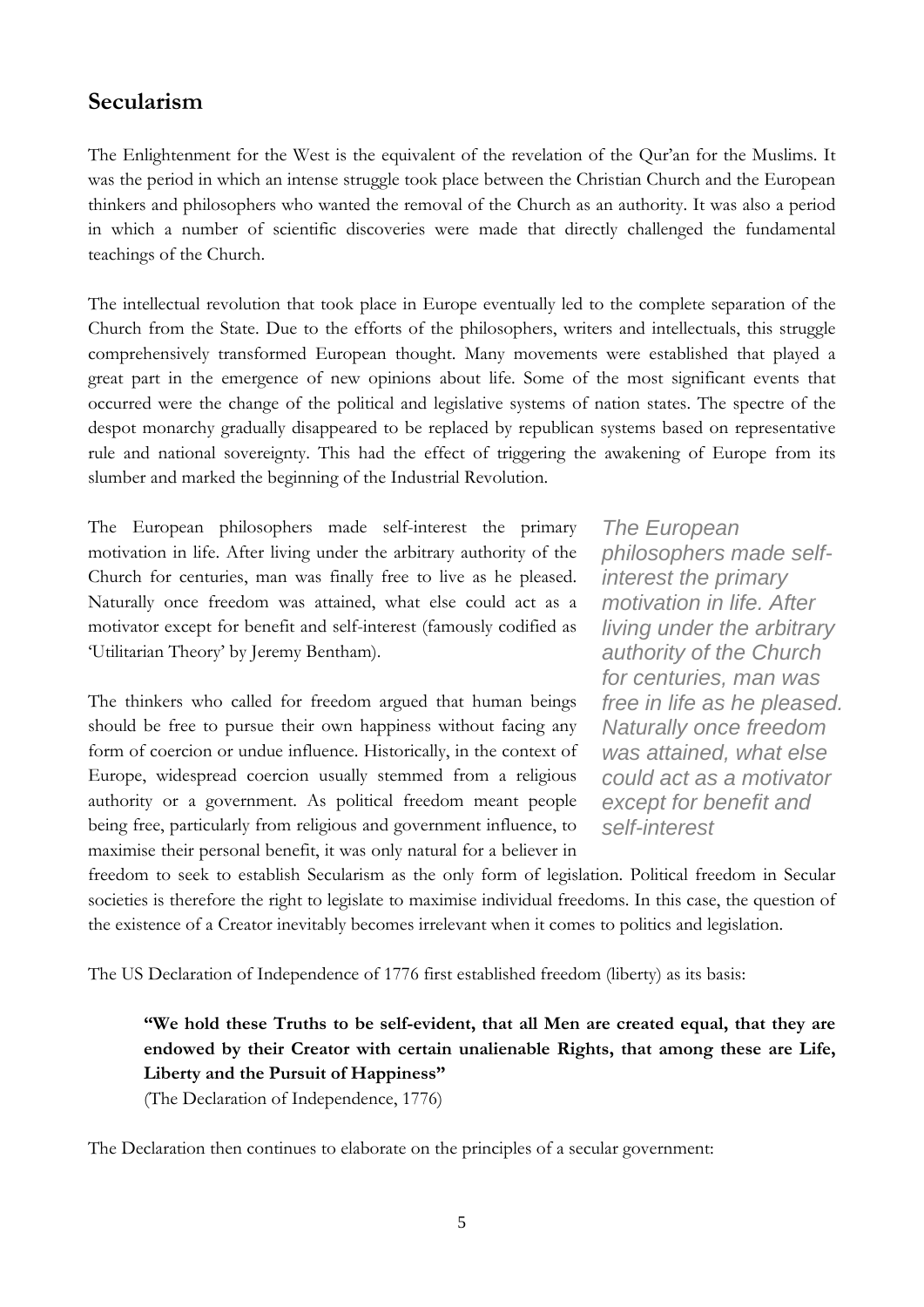## Secularism

The Enlightenment for the West is the equivalent of the revelation of the Qur'an for the Muslims. It was the period in which an intense struggle took place between the Christian Church and the European thinkers and philosophers who wanted the removal of the Church as an authority. It was also a period in which a number of scientific discoveries were made that directly challenged the fundamental teachings of the Church.

The intellectual revolution that took place in Europe eventually led to the complete separation of the Church from the State. Due to the efforts of the philosophers, writers and intellectuals, this struggle comprehensively transformed European thought. Many movements were established that played a great part in the emergence of new opinions about life. Some of the most significant events that occurred were the change of the political and legislative systems of nation states. The spectre of the despot monarchy gradually disappeared to be replaced by republican systems based on representative rule and national sovereignty. This had the effect of triggering the awakening of Europe from its slumber and marked the beginning of the Industrial Revolution.

The European philosophers made self-interest the primary motivation in life. After living under the arbitrary authority of the Church for centuries, man was finally free to live as he pleased. Naturally once freedom was attained, what else could act as a motivator except for benefit and self-interest (famously codified as 'Utilitarian Theory' by Jeremy Bentham).

*The European philosophers made self-interest the primary motivation in life. After living under the arbitrary authority of the Church for centuries, man was free in life as he pleased. Naturally once freedom was attained, what else could act as a motivator except for benefit and self-interest*

The thinkers who called for freedom argued that human beings should be free to pursue their own happiness without facing any form of coercion or undue influence. Historically, in the context of Europe, widespread coercion usually stemmed from a religious authority or a government. As political freedom meant people being free, particularly from religious and government influence, to maximise their personal benefit, it was only natural for a believer in freedom to seek to establish Secularism as the only form of legislation. Political freedom in Secular societies is therefore the right to legislate to maximise individual freedoms. In this case, the question of the existence of a Creator inevitably becomes irrelevant when it comes to politics and legislation.

The US Declaration of Independence of 1776 first established freedom (liberty) as its basis:

> **"We hold these Truths to be self-evident, that all Men are created equal, that they are endowed by their Creator with certain unalienable Rights, that among these are Life, Liberty and the Pursuit of Happiness"**
> (The Declaration of Independence, 1776)

The Declaration then continues to elaborate on the principles of a secular government: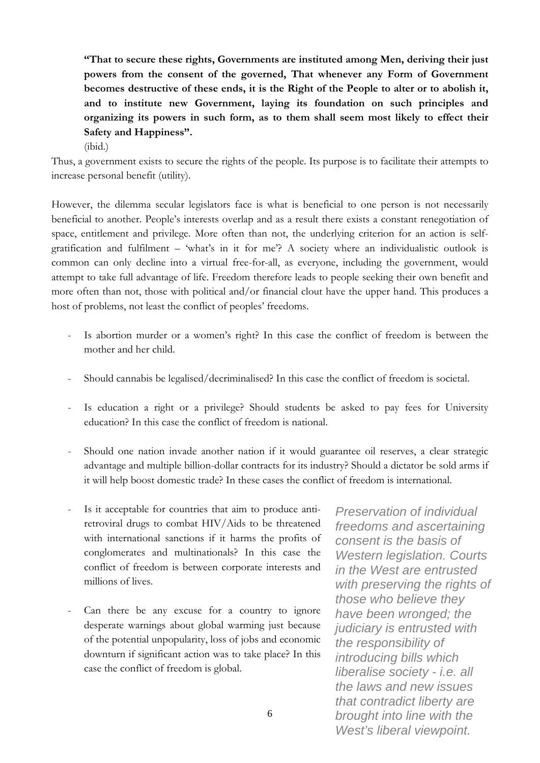**"That to secure these rights, Governments are instituted among Men, deriving their just powers from the consent of the governed, That whenever any Form of Government becomes destructive of these ends, it is the Right of the People to alter or to abolish it, and to institute new Government, laying its foundation on such principles and organizing its powers in such form, as to them shall seem most likely to effect their Safety and Happiness".**
(ibid.)

Thus, a government exists to secure the rights of the people. Its purpose is to facilitate their attempts to increase personal benefit (utility).

However, the dilemma secular legislators face is what is beneficial to one person is not necessarily beneficial to another. People's interests overlap and as a result there exists a constant renegotiation of space, entitlement and privilege. More often than not, the underlying criterion for an action is self-gratification and fulfilment – 'what's in it for me'? A society where an individualistic outlook is common can only decline into a virtual free-for-all, as everyone, including the government, would attempt to take full advantage of life. Freedom therefore leads to people seeking their own benefit and more often than not, those with political and/or financial clout have the upper hand. This produces a host of problems, not least the conflict of peoples' freedoms.

- Is abortion murder or a women's right? In this case the conflict of freedom is between the mother and her child.

- Should cannabis be legalised/decriminalised? In this case the conflict of freedom is societal.

- Is education a right or a privilege? Should students be asked to pay fees for University education? In this case the conflict of freedom is national.

- Should one nation invade another nation if it would guarantee oil reserves, a clear strategic advantage and multiple billion-dollar contracts for its industry? Should a dictator be sold arms if it will help boost domestic trade? In these cases the conflict of freedom is international.

- Is it acceptable for countries that aim to produce anti-retroviral drugs to combat HIV/Aids to be threatened with international sanctions if it harms the profits of conglomerates and multinationals? In this case the conflict of freedom is between corporate interests and millions of lives.

- Can there be any excuse for a country to ignore desperate warnings about global warming just because of the potential unpopularity, loss of jobs and economic downturn if significant action was to take place? In this case the conflict of freedom is global.

*Preservation of individual freedoms and ascertaining consent is the basis of Western legislation. Courts in the West are entrusted with preserving the rights of those who believe they have been wronged; the judiciary is entrusted with the responsibility of introducing bills which liberalise society - i.e. all the laws and new issues that contradict liberty are brought into line with the West's liberal viewpoint.*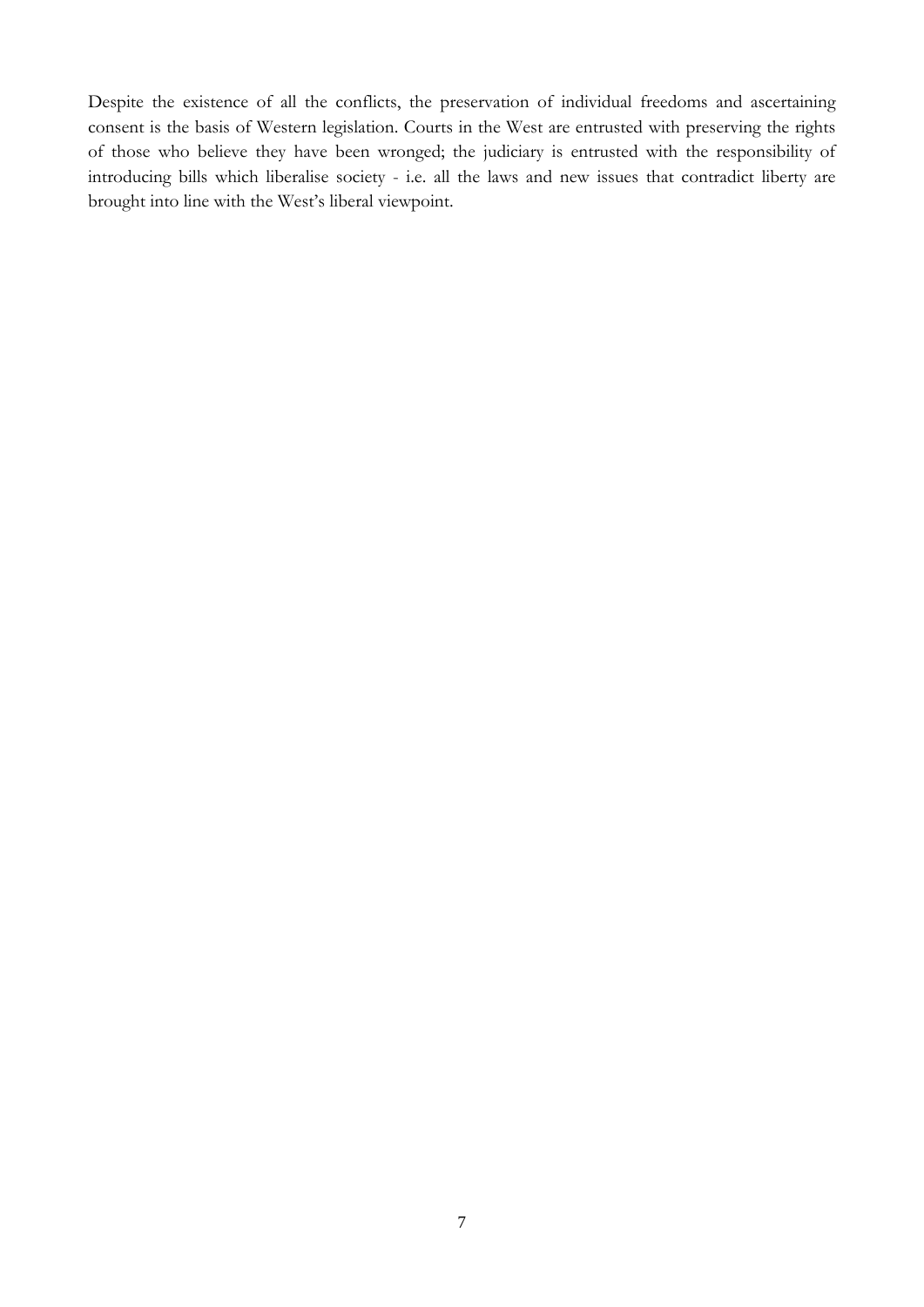Despite the existence of all the conflicts, the preservation of individual freedoms and ascertaining consent is the basis of Western legislation. Courts in the West are entrusted with preserving the rights of those who believe they have been wronged; the judiciary is entrusted with the responsibility of introducing bills which liberalise society - i.e. all the laws and new issues that contradict liberty are brought into line with the West's liberal viewpoint.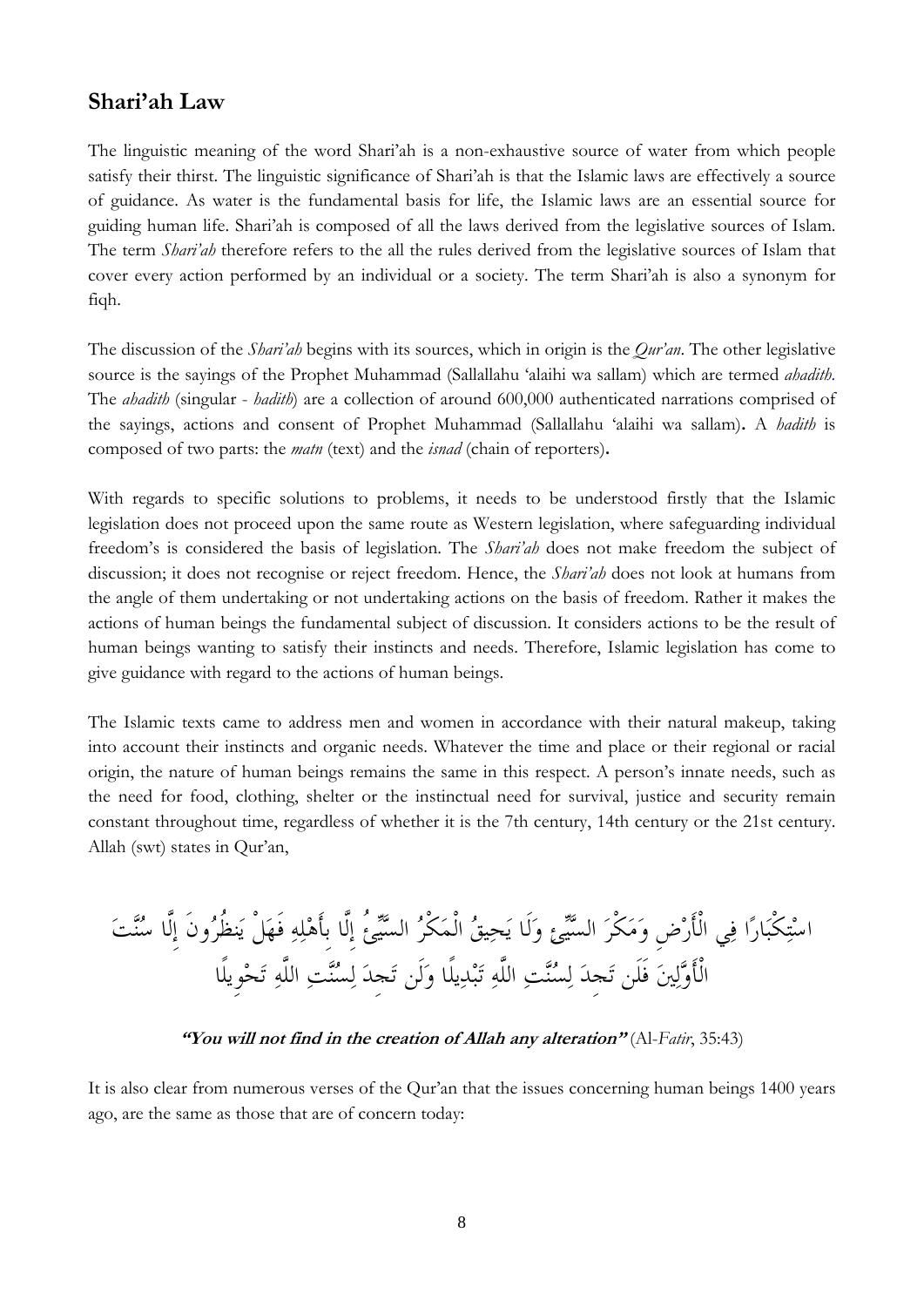## Shari'ah Law

The linguistic meaning of the word Shari'ah is a non-exhaustive source of water from which people satisfy their thirst. The linguistic significance of Shari'ah is that the Islamic laws are effectively a source of guidance. As water is the fundamental basis for life, the Islamic laws are an essential source for guiding human life. Shari'ah is composed of all the laws derived from the legislative sources of Islam. The term *Shari'ah* therefore refers to the all the rules derived from the legislative sources of Islam that cover every action performed by an individual or a society. The term Shari'ah is also a synonym for fiqh.

The discussion of the *Shari'ah* begins with its sources, which in origin is the *Qur'an*. The other legislative source is the sayings of the Prophet Muhammad (Sallallahu 'alaihi wa sallam) which are termed *ahadith*. The *ahadith* (singular - *hadith*) are a collection of around 600,000 authenticated narrations comprised of the sayings, actions and consent of Prophet Muhammad (Sallallahu 'alaihi wa sallam). A *hadith* is composed of two parts: the *matn* (text) and the *isnad* (chain of reporters).

With regards to specific solutions to problems, it needs to be understood firstly that the Islamic legislation does not proceed upon the same route as Western legislation, where safeguarding individual freedom's is considered the basis of legislation. The *Shari'ah* does not make freedom the subject of discussion; it does not recognise or reject freedom. Hence, the *Shari'ah* does not look at humans from the angle of them undertaking or not undertaking actions on the basis of freedom. Rather it makes the actions of human beings the fundamental subject of discussion. It considers actions to be the result of human beings wanting to satisfy their instincts and needs. Therefore, Islamic legislation has come to give guidance with regard to the actions of human beings.

The Islamic texts came to address men and women in accordance with their natural makeup, taking into account their instincts and organic needs. Whatever the time and place or their regional or racial origin, the nature of human beings remains the same in this respect. A person's innate needs, such as the need for food, clothing, shelter or the instinctual need for survival, justice and security remain constant throughout time, regardless of whether it is the 7th century, 14th century or the 21st century. Allah (swt) states in Qur'an,

اسْتِكْبَارًا فِي الْأَرْضِ وَمَكْرَ السَّيِّئِ وَلَا يَحِيقُ الْمَكْرُ السَّيِّئُ إِلَّا بِأَهْلِهِ فَهَلْ يَنظُرُونَ إِلَّا سُنَّتَ الْأَوَّلِينَ فَلَن تَجِدَ لِسُنَّتِ اللَّهِ تَبْدِيلًا وَلَن تَجِدَ لِسُنَّتِ اللَّهِ تَحْوِيلًا

***"You will not find in the creation of Allah any alteration"*** (Al-*Fatir*, 35:43)

It is also clear from numerous verses of the Qur'an that the issues concerning human beings 1400 years ago, are the same as those that are of concern today: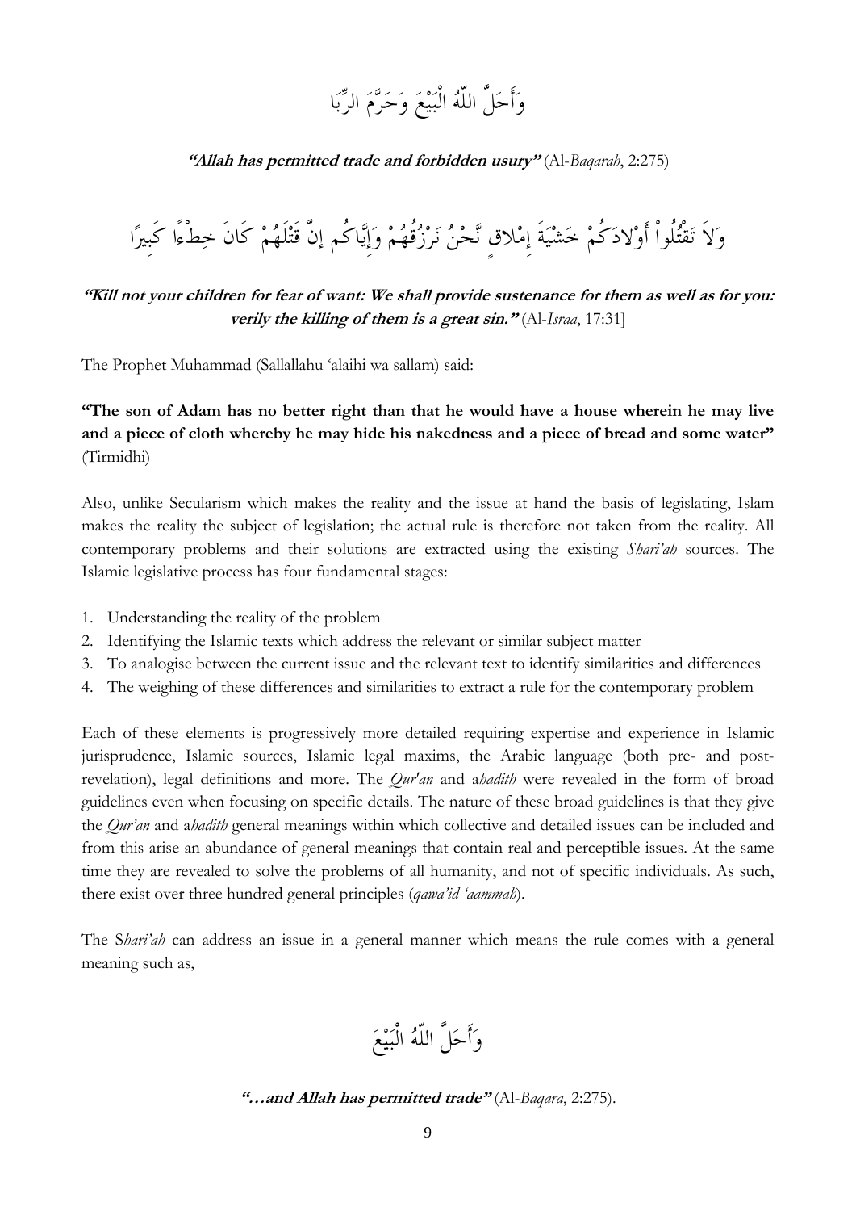وَأَحَلَّ اللّهُ الْبَيْعَ وَحَرَّمَ الرِّبَا

***"Allah has permitted trade and forbidden usury"*** (Al-*Baqarah*, 2:275)

وَلاَ تَقْتُلُواْ أَوْلادَكُمْ خَشْيَةَ إِمْلاقٍ نَّحْنُ نَرْزُقُهُمْ وَإِيَّاكُم إنَّ قَتْلَهُمْ كَانَ خِطْءاً كَبِيرًا

***"Kill not your children for fear of want: We shall provide sustenance for them as well as for you: verily the killing of them is a great sin."*** (Al-*Israa*, 17:31]

The Prophet Muhammad (Sallallahu 'alaihi wa sallam) said:

**"The son of Adam has no better right than that he would have a house wherein he may live and a piece of cloth whereby he may hide his nakedness and a piece of bread and some water"** (Tirmidhi)

Also, unlike Secularism which makes the reality and the issue at hand the basis of legislating, Islam makes the reality the subject of legislation; the actual rule is therefore not taken from the reality. All contemporary problems and their solutions are extracted using the existing *Shari'ah* sources. The Islamic legislative process has four fundamental stages:

1. Understanding the reality of the problem
2. Identifying the Islamic texts which address the relevant or similar subject matter
3. To analogise between the current issue and the relevant text to identify similarities and differences
4. The weighing of these differences and similarities to extract a rule for the contemporary problem

Each of these elements is progressively more detailed requiring expertise and experience in Islamic jurisprudence, Islamic sources, Islamic legal maxims, the Arabic language (both pre- and post-revelation), legal definitions and more. The *Qur'an* and a*hadith* were revealed in the form of broad guidelines even when focusing on specific details. The nature of these broad guidelines is that they give the *Qur'an* and a*hadith* general meanings within which collective and detailed issues can be included and from this arise an abundance of general meanings that contain real and perceptible issues. At the same time they are revealed to solve the problems of all humanity, and not of specific individuals. As such, there exist over three hundred general principles (*qawa'id 'aammah*).

The S*hari'ah* can address an issue in a general manner which means the rule comes with a general meaning such as,

وَأَحَلَّ اللّهُ الْبَيْعَ

***"…and Allah has permitted trade"*** (Al-*Baqara*, 2:275).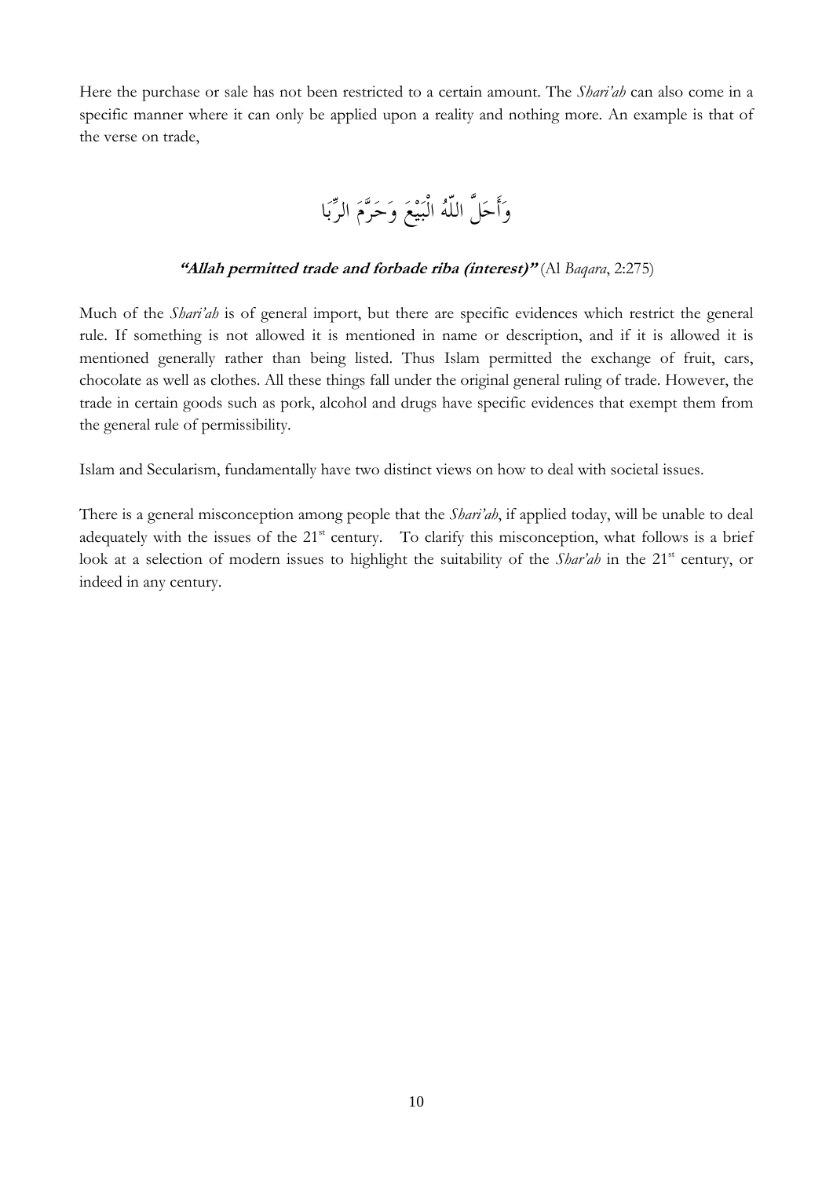Here the purchase or sale has not been restricted to a certain amount. The *Shari'ah* can also come in a specific manner where it can only be applied upon a reality and nothing more. An example is that of the verse on trade,

وَأَحَلَّ اللّٰهُ الْبَيْعَ وَحَرَّمَ الرِّبَا

***"Allah permitted trade and forbade riba (interest)"*** (Al *Baqara*, 2:275)

Much of the *Shari'ah* is of general import, but there are specific evidences which restrict the general rule. If something is not allowed it is mentioned in name or description, and if it is allowed it is mentioned generally rather than being listed. Thus Islam permitted the exchange of fruit, cars, chocolate as well as clothes. All these things fall under the original general ruling of trade. However, the trade in certain goods such as pork, alcohol and drugs have specific evidences that exempt them from the general rule of permissibility.

Islam and Secularism, fundamentally have two distinct views on how to deal with societal issues.

There is a general misconception among people that the *Shari'ah*, if applied today, will be unable to deal adequately with the issues of the 21st century. To clarify this misconception, what follows is a brief look at a selection of modern issues to highlight the suitability of the *Shar'ah* in the 21st century, or indeed in any century.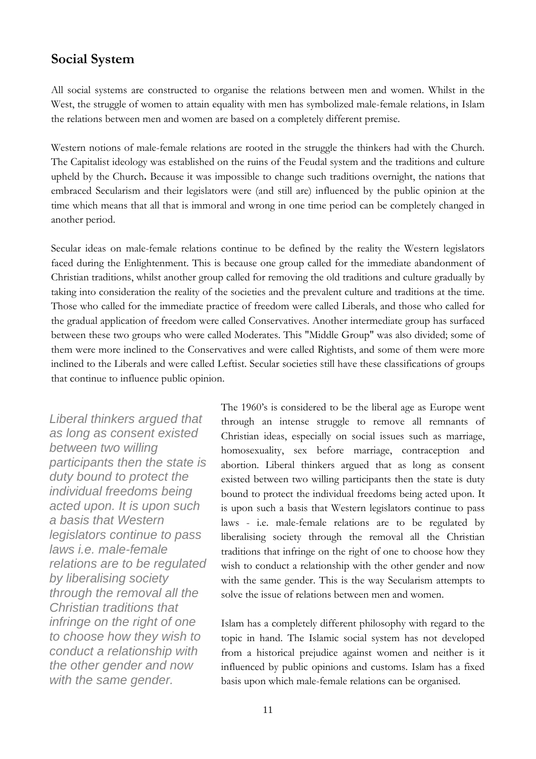## Social System

All social systems are constructed to organise the relations between men and women. Whilst in the West, the struggle of women to attain equality with men has symbolized male-female relations, in Islam the relations between men and women are based on a completely different premise.

Western notions of male-female relations are rooted in the struggle the thinkers had with the Church. The Capitalist ideology was established on the ruins of the Feudal system and the traditions and culture upheld by the Church**.** Because it was impossible to change such traditions overnight, the nations that embraced Secularism and their legislators were (and still are) influenced by the public opinion at the time which means that all that is immoral and wrong in one time period can be completely changed in another period.

Secular ideas on male-female relations continue to be defined by the reality the Western legislators faced during the Enlightenment. This is because one group called for the immediate abandonment of Christian traditions, whilst another group called for removing the old traditions and culture gradually by taking into consideration the reality of the societies and the prevalent culture and traditions at the time. Those who called for the immediate practice of freedom were called Liberals, and those who called for the gradual application of freedom were called Conservatives. Another intermediate group has surfaced between these two groups who were called Moderates. This "Middle Group" was also divided; some of them were more inclined to the Conservatives and were called Rightists, and some of them were more inclined to the Liberals and were called Leftist. Secular societies still have these classifications of groups that continue to influence public opinion.

*Liberal thinkers argued that as long as consent existed between two willing participants then the state is duty bound to protect the individual freedoms being acted upon. It is upon such a basis that Western legislators continue to pass laws i.e. male-female relations are to be regulated by liberalising society through the removal all the Christian traditions that infringe on the right of one to choose how they wish to conduct a relationship with the other gender and now with the same gender.*

The 1960's is considered to be the liberal age as Europe went through an intense struggle to remove all remnants of Christian ideas, especially on social issues such as marriage, homosexuality, sex before marriage, contraception and abortion. Liberal thinkers argued that as long as consent existed between two willing participants then the state is duty bound to protect the individual freedoms being acted upon. It is upon such a basis that Western legislators continue to pass laws - i.e. male-female relations are to be regulated by liberalising society through the removal all the Christian traditions that infringe on the right of one to choose how they wish to conduct a relationship with the other gender and now with the same gender. This is the way Secularism attempts to solve the issue of relations between men and women.

Islam has a completely different philosophy with regard to the topic in hand. The Islamic social system has not developed from a historical prejudice against women and neither is it influenced by public opinions and customs. Islam has a fixed basis upon which male-female relations can be organised.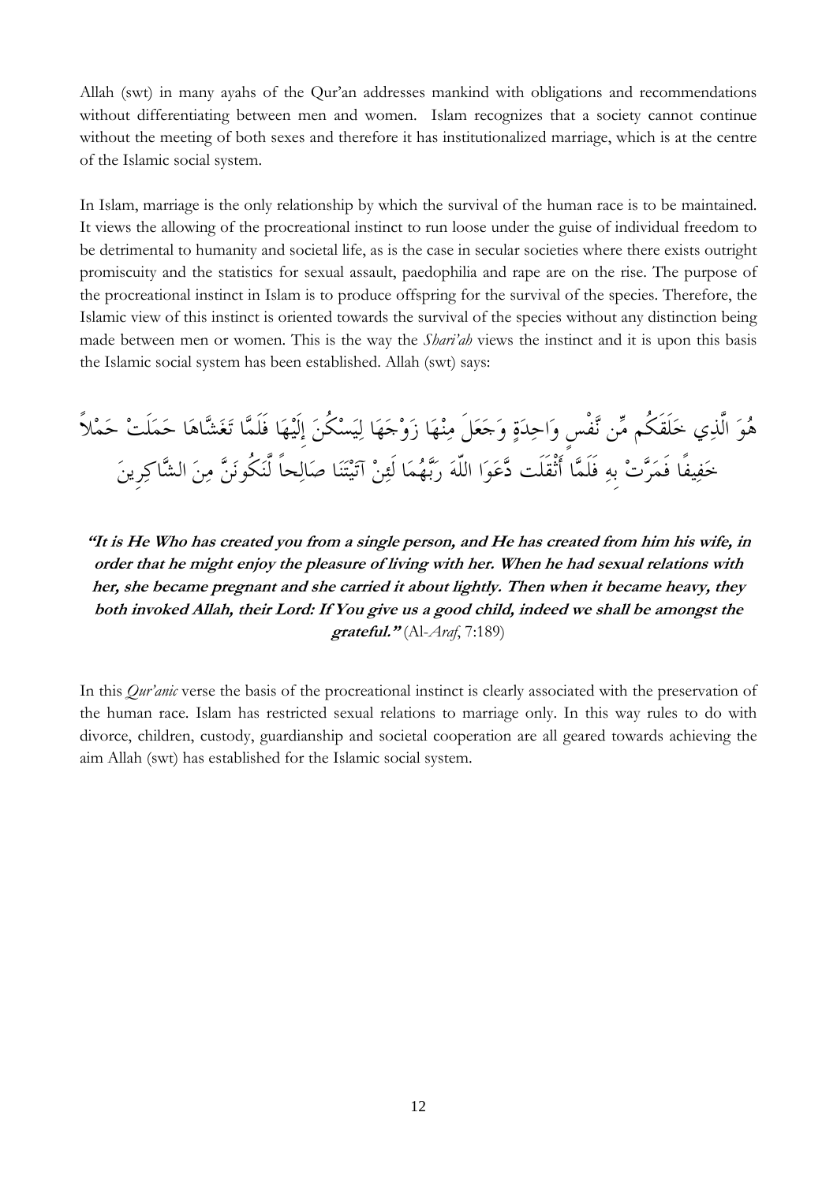Allah (swt) in many ayahs of the Qur'an addresses mankind with obligations and recommendations without differentiating between men and women. Islam recognizes that a society cannot continue without the meeting of both sexes and therefore it has institutionalized marriage, which is at the centre of the Islamic social system.

In Islam, marriage is the only relationship by which the survival of the human race is to be maintained. It views the allowing of the procreational instinct to run loose under the guise of individual freedom to be detrimental to humanity and societal life, as is the case in secular societies where there exists outright promiscuity and the statistics for sexual assault, paedophilia and rape are on the rise. The purpose of the procreational instinct in Islam is to produce offspring for the survival of the species. Therefore, the Islamic view of this instinct is oriented towards the survival of the species without any distinction being made between men or women. This is the way the *Shari'ah* views the instinct and it is upon this basis the Islamic social system has been established. Allah (swt) says:

هُوَ الَّذِي خَلَقَكُم مِّن نَّفْسٍ وَاحِدَةٍ وَجَعَلَ مِنْهَا زَوْجَهَا لِيَسْكُنَ إِلَيْهَا فَلَمَّا تَغَشَّاهَا حَمَلَتْ حَمْلاً خَفِيفًا فَمَرَّتْ بِهِ فَلَمَّا أَثْقَلَت دَّعَوَا اللّهَ رَبَّهُمَا لَئِنْ آتَيْتَنَا صَالِحاً لَّنَكُونَنَّ مِنَ الشَّاكِرِينَ

***"It is He Who has created you from a single person, and He has created from him his wife, in order that he might enjoy the pleasure of living with her. When he had sexual relations with her, she became pregnant and she carried it about lightly. Then when it became heavy, they both invoked Allah, their Lord: If You give us a good child, indeed we shall be amongst the grateful."*** (Al-*Araf*, 7:189)

In this *Qur'anic* verse the basis of the procreational instinct is clearly associated with the preservation of the human race. Islam has restricted sexual relations to marriage only. In this way rules to do with divorce, children, custody, guardianship and societal cooperation are all geared towards achieving the aim Allah (swt) has established for the Islamic social system.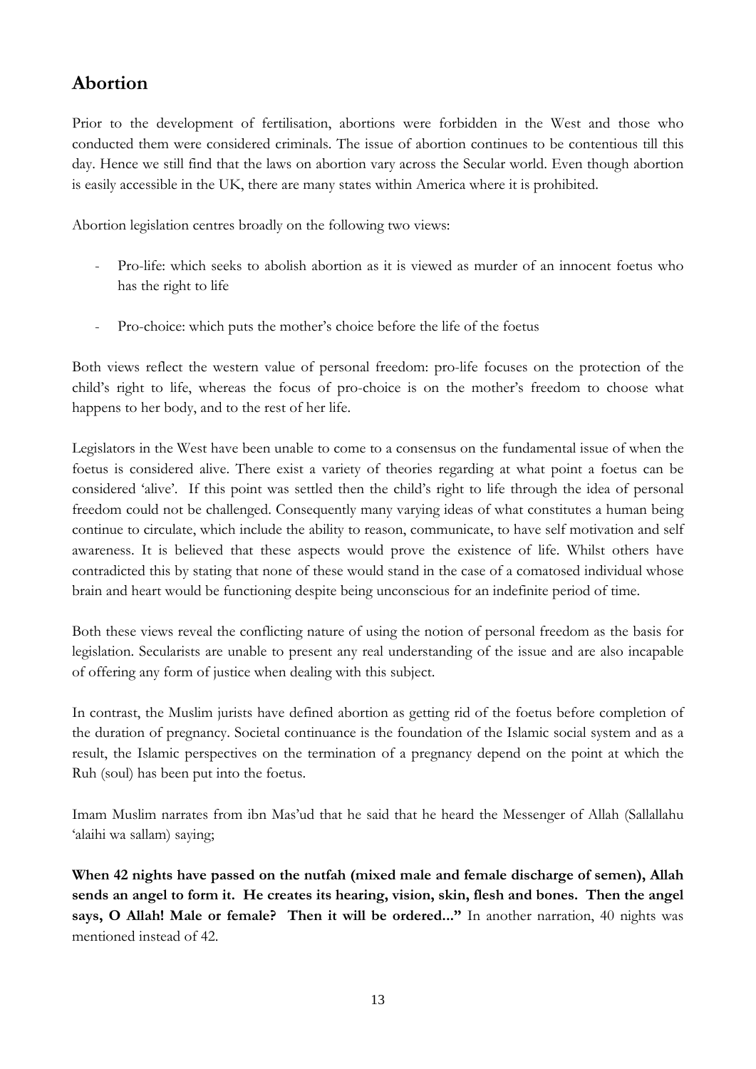## Abortion

Prior to the development of fertilisation, abortions were forbidden in the West and those who conducted them were considered criminals. The issue of abortion continues to be contentious till this day. Hence we still find that the laws on abortion vary across the Secular world. Even though abortion is easily accessible in the UK, there are many states within America where it is prohibited.

Abortion legislation centres broadly on the following two views:

- Pro-life: which seeks to abolish abortion as it is viewed as murder of an innocent foetus who has the right to life

- Pro-choice: which puts the mother's choice before the life of the foetus

Both views reflect the western value of personal freedom: pro-life focuses on the protection of the child's right to life, whereas the focus of pro-choice is on the mother's freedom to choose what happens to her body, and to the rest of her life.

Legislators in the West have been unable to come to a consensus on the fundamental issue of when the foetus is considered alive. There exist a variety of theories regarding at what point a foetus can be considered 'alive'. If this point was settled then the child's right to life through the idea of personal freedom could not be challenged. Consequently many varying ideas of what constitutes a human being continue to circulate, which include the ability to reason, communicate, to have self motivation and self awareness. It is believed that these aspects would prove the existence of life. Whilst others have contradicted this by stating that none of these would stand in the case of a comatosed individual whose brain and heart would be functioning despite being unconscious for an indefinite period of time.

Both these views reveal the conflicting nature of using the notion of personal freedom as the basis for legislation. Secularists are unable to present any real understanding of the issue and are also incapable of offering any form of justice when dealing with this subject.

In contrast, the Muslim jurists have defined abortion as getting rid of the foetus before completion of the duration of pregnancy. Societal continuance is the foundation of the Islamic social system and as a result, the Islamic perspectives on the termination of a pregnancy depend on the point at which the Ruh (soul) has been put into the foetus.

Imam Muslim narrates from ibn Mas'ud that he said that he heard the Messenger of Allah (Sallallahu 'alaihi wa sallam) saying;

**When 42 nights have passed on the nutfah (mixed male and female discharge of semen), Allah sends an angel to form it. He creates its hearing, vision, skin, flesh and bones. Then the angel says, O Allah! Male or female? Then it will be ordered..."** In another narration, 40 nights was mentioned instead of 42.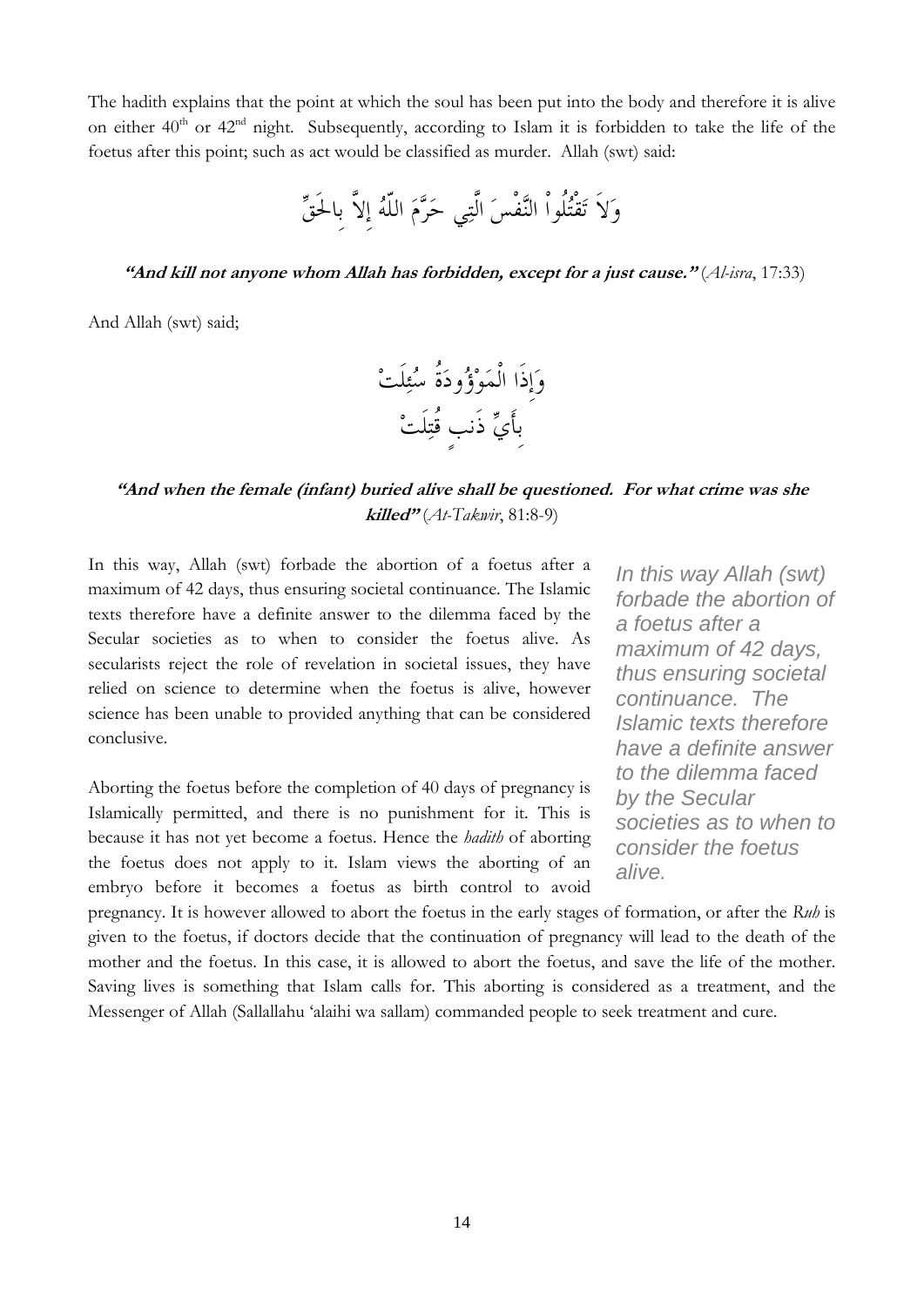The hadith explains that the point at which the soul has been put into the body and therefore it is alive on either 40th or 42nd night. Subsequently, according to Islam it is forbidden to take the life of the foetus after this point; such as act would be classified as murder. Allah (swt) said:

وَلاَ تَقْتُلُواْ النَّفْسَ الَّتِي حَرَّمَ اللّهُ إِلاَّ بِالحَقِّ

***"And kill not anyone whom Allah has forbidden, except for a just cause."*** (*Al-isra*, 17:33)

And Allah (swt) said;

وَإِذَا الْمَوْؤُودَةُ سُئِلَتْ
بِأَيِّ ذَنبٍ قُتِلَتْ

***"And when the female (infant) buried alive shall be questioned. For what crime was she killed"*** (*At-Takwir*, 81:8-9)

In this way, Allah (swt) forbade the abortion of a foetus after a maximum of 42 days, thus ensuring societal continuance. The Islamic texts therefore have a definite answer to the dilemma faced by the Secular societies as to when to consider the foetus alive. As secularists reject the role of revelation in societal issues, they have relied on science to determine when the foetus is alive, however science has been unable to provided anything that can be considered conclusive.

> *In this way Allah (swt) forbade the abortion of a foetus after a maximum of 42 days, thus ensuring societal continuance. The Islamic texts therefore have a definite answer to the dilemma faced by the Secular societies as to when to consider the foetus alive.*

Aborting the foetus before the completion of 40 days of pregnancy is Islamically permitted, and there is no punishment for it. This is because it has not yet become a foetus. Hence the *hadith* of aborting the foetus does not apply to it. Islam views the aborting of an embryo before it becomes a foetus as birth control to avoid pregnancy. It is however allowed to abort the foetus in the early stages of formation, or after the *Ruh* is given to the foetus, if doctors decide that the continuation of pregnancy will lead to the death of the mother and the foetus. In this case, it is allowed to abort the foetus, and save the life of the mother. Saving lives is something that Islam calls for. This aborting is considered as a treatment, and the Messenger of Allah (Sallallahu 'alaihi wa sallam) commanded people to seek treatment and cure.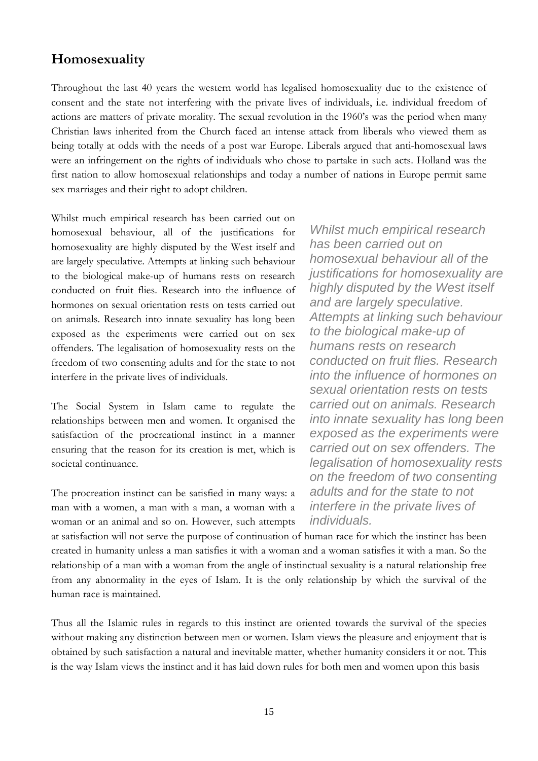## Homosexuality

Throughout the last 40 years the western world has legalised homosexuality due to the existence of consent and the state not interfering with the private lives of individuals, i.e. individual freedom of actions are matters of private morality. The sexual revolution in the 1960's was the period when many Christian laws inherited from the Church faced an intense attack from liberals who viewed them as being totally at odds with the needs of a post war Europe. Liberals argued that anti-homosexual laws were an infringement on the rights of individuals who chose to partake in such acts. Holland was the first nation to allow homosexual relationships and today a number of nations in Europe permit same sex marriages and their right to adopt children.

Whilst much empirical research has been carried out on homosexual behaviour, all of the justifications for homosexuality are highly disputed by the West itself and are largely speculative. Attempts at linking such behaviour to the biological make-up of humans rests on research conducted on fruit flies. Research into the influence of hormones on sexual orientation rests on tests carried out on animals. Research into innate sexuality has long been exposed as the experiments were carried out on sex offenders. The legalisation of homosexuality rests on the freedom of two consenting adults and for the state to not interfere in the private lives of individuals.

*Whilst much empirical research has been carried out on homosexual behaviour all of the justifications for homosexuality are highly disputed by the West itself and are largely speculative. Attempts at linking such behaviour to the biological make-up of humans rests on research conducted on fruit flies. Research into the influence of hormones on sexual orientation rests on tests carried out on animals. Research into innate sexuality has long been exposed as the experiments were carried out on sex offenders. The legalisation of homosexuality rests on the freedom of two consenting adults and for the state to not interfere in the private lives of individuals.*

The Social System in Islam came to regulate the relationships between men and women. It organised the satisfaction of the procreational instinct in a manner ensuring that the reason for its creation is met, which is societal continuance.

The procreation instinct can be satisfied in many ways: a man with a women, a man with a man, a woman with a woman or an animal and so on. However, such attempts at satisfaction will not serve the purpose of continuation of human race for which the instinct has been created in humanity unless a man satisfies it with a woman and a woman satisfies it with a man. So the relationship of a man with a woman from the angle of instinctual sexuality is a natural relationship free from any abnormality in the eyes of Islam. It is the only relationship by which the survival of the human race is maintained.

Thus all the Islamic rules in regards to this instinct are oriented towards the survival of the species without making any distinction between men or women. Islam views the pleasure and enjoyment that is obtained by such satisfaction a natural and inevitable matter, whether humanity considers it or not. This is the way Islam views the instinct and it has laid down rules for both men and women upon this basis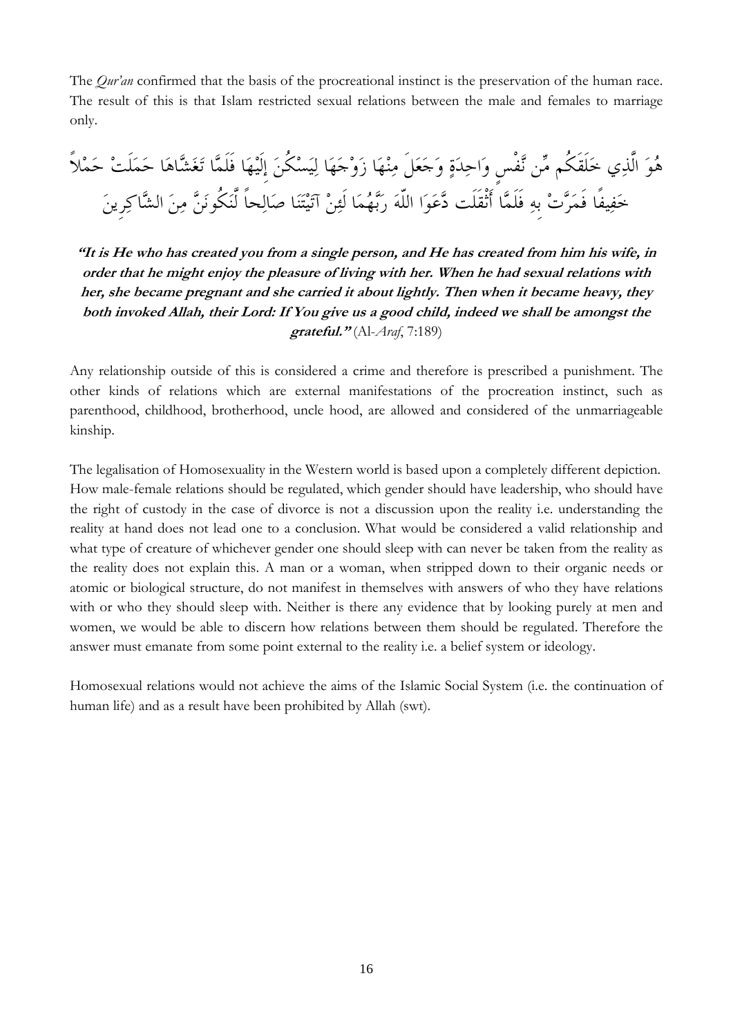The *Qur'an* confirmed that the basis of the procreational instinct is the preservation of the human race. The result of this is that Islam restricted sexual relations between the male and females to marriage only.

هُوَ الَّذِي خَلَقَكُم مِّن نَّفْسٍ وَاحِدَةٍ وَجَعَلَ مِنْهَا زَوْجَهَا لِيَسْكُنَ إِلَيْهَا فَلَمَّا تَغَشَّاهَا حَمَلَتْ حَمْلاً خَفِيفًا فَمَرَّتْ بِهِ فَلَمَّا أَثْقَلَت دَّعَوَا اللّهَ رَبَّهُمَا لَئِنْ آتَيْتَنَا صَالِحاً لَّنَكُونَنَّ مِنَ الشَّاكِرِينَ

***"It is He who has created you from a single person, and He has created from him his wife, in order that he might enjoy the pleasure of living with her. When he had sexual relations with her, she became pregnant and she carried it about lightly. Then when it became heavy, they both invoked Allah, their Lord: If You give us a good child, indeed we shall be amongst the grateful."*** (Al-*Araf*, 7:189)

Any relationship outside of this is considered a crime and therefore is prescribed a punishment. The other kinds of relations which are external manifestations of the procreation instinct, such as parenthood, childhood, brotherhood, uncle hood, are allowed and considered of the unmarriageable kinship.

The legalisation of Homosexuality in the Western world is based upon a completely different depiction. How male-female relations should be regulated, which gender should have leadership, who should have the right of custody in the case of divorce is not a discussion upon the reality i.e. understanding the reality at hand does not lead one to a conclusion. What would be considered a valid relationship and what type of creature of whichever gender one should sleep with can never be taken from the reality as the reality does not explain this. A man or a woman, when stripped down to their organic needs or atomic or biological structure, do not manifest in themselves with answers of who they have relations with or who they should sleep with. Neither is there any evidence that by looking purely at men and women, we would be able to discern how relations between them should be regulated. Therefore the answer must emanate from some point external to the reality i.e. a belief system or ideology.

Homosexual relations would not achieve the aims of the Islamic Social System (i.e. the continuation of human life) and as a result have been prohibited by Allah (swt).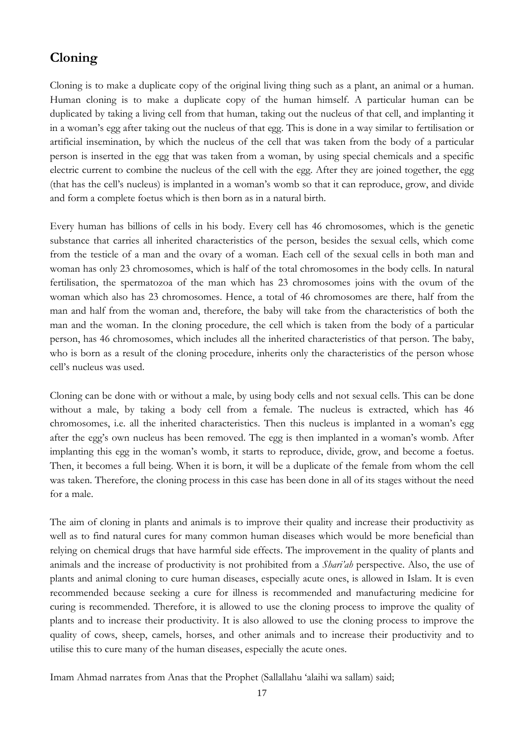## Cloning

Cloning is to make a duplicate copy of the original living thing such as a plant, an animal or a human. Human cloning is to make a duplicate copy of the human himself. A particular human can be duplicated by taking a living cell from that human, taking out the nucleus of that cell, and implanting it in a woman's egg after taking out the nucleus of that egg. This is done in a way similar to fertilisation or artificial insemination, by which the nucleus of the cell that was taken from the body of a particular person is inserted in the egg that was taken from a woman, by using special chemicals and a specific electric current to combine the nucleus of the cell with the egg. After they are joined together, the egg (that has the cell's nucleus) is implanted in a woman's womb so that it can reproduce, grow, and divide and form a complete foetus which is then born as in a natural birth.

Every human has billions of cells in his body. Every cell has 46 chromosomes, which is the genetic substance that carries all inherited characteristics of the person, besides the sexual cells, which come from the testicle of a man and the ovary of a woman. Each cell of the sexual cells in both man and woman has only 23 chromosomes, which is half of the total chromosomes in the body cells. In natural fertilisation, the spermatozoa of the man which has 23 chromosomes joins with the ovum of the woman which also has 23 chromosomes. Hence, a total of 46 chromosomes are there, half from the man and half from the woman and, therefore, the baby will take from the characteristics of both the man and the woman. In the cloning procedure, the cell which is taken from the body of a particular person, has 46 chromosomes, which includes all the inherited characteristics of that person. The baby, who is born as a result of the cloning procedure, inherits only the characteristics of the person whose cell's nucleus was used.

Cloning can be done with or without a male, by using body cells and not sexual cells. This can be done without a male, by taking a body cell from a female. The nucleus is extracted, which has 46 chromosomes, i.e. all the inherited characteristics. Then this nucleus is implanted in a woman's egg after the egg's own nucleus has been removed. The egg is then implanted in a woman's womb. After implanting this egg in the woman's womb, it starts to reproduce, divide, grow, and become a foetus. Then, it becomes a full being. When it is born, it will be a duplicate of the female from whom the cell was taken. Therefore, the cloning process in this case has been done in all of its stages without the need for a male.

The aim of cloning in plants and animals is to improve their quality and increase their productivity as well as to find natural cures for many common human diseases which would be more beneficial than relying on chemical drugs that have harmful side effects. The improvement in the quality of plants and animals and the increase of productivity is not prohibited from a *Shari'ah* perspective. Also, the use of plants and animal cloning to cure human diseases, especially acute ones, is allowed in Islam. It is even recommended because seeking a cure for illness is recommended and manufacturing medicine for curing is recommended. Therefore, it is allowed to use the cloning process to improve the quality of plants and to increase their productivity. It is also allowed to use the cloning process to improve the quality of cows, sheep, camels, horses, and other animals and to increase their productivity and to utilise this to cure many of the human diseases, especially the acute ones.

Imam Ahmad narrates from Anas that the Prophet (Sallallahu 'alaihi wa sallam) said;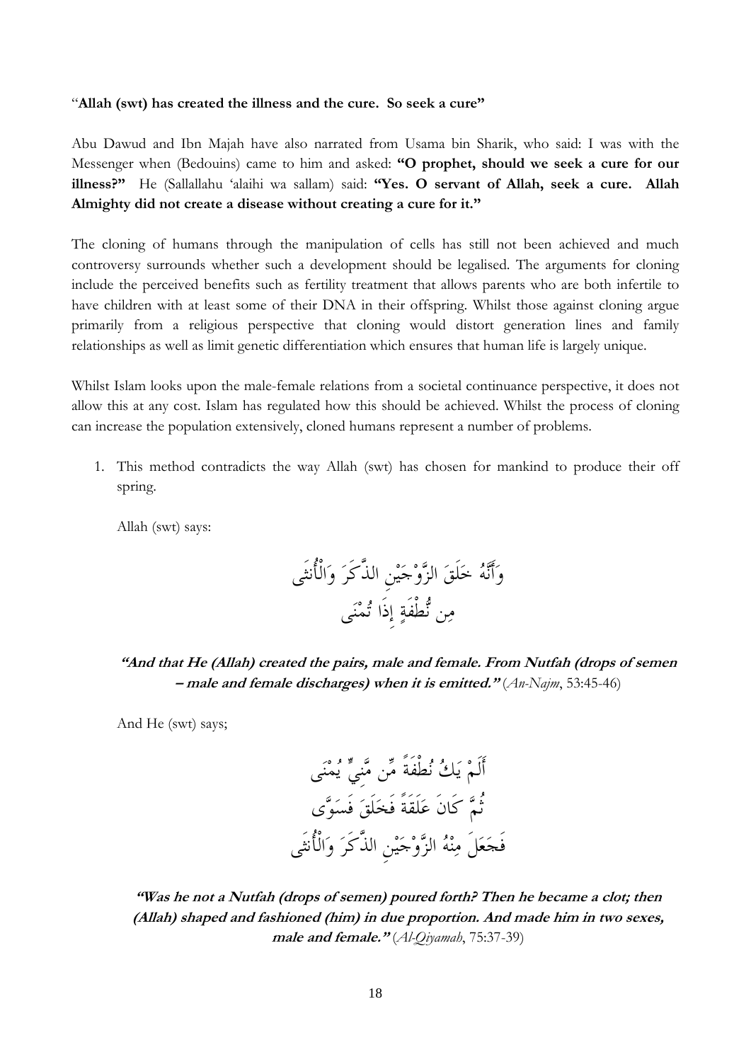"**Allah (swt) has created the illness and the cure. So seek a cure"**

Abu Dawud and Ibn Majah have also narrated from Usama bin Sharik, who said: I was with the Messenger when (Bedouins) came to him and asked: **"O prophet, should we seek a cure for our illness?"** He (Sallallahu 'alaihi wa sallam) said: **"Yes. O servant of Allah, seek a cure. Allah Almighty did not create a disease without creating a cure for it."**

The cloning of humans through the manipulation of cells has still not been achieved and much controversy surrounds whether such a development should be legalised. The arguments for cloning include the perceived benefits such as fertility treatment that allows parents who are both infertile to have children with at least some of their DNA in their offspring. Whilst those against cloning argue primarily from a religious perspective that cloning would distort generation lines and family relationships as well as limit genetic differentiation which ensures that human life is largely unique.

Whilst Islam looks upon the male-female relations from a societal continuance perspective, it does not allow this at any cost. Islam has regulated how this should be achieved. Whilst the process of cloning can increase the population extensively, cloned humans represent a number of problems.

1. This method contradicts the way Allah (swt) has chosen for mankind to produce their off spring.

   Allah (swt) says:

   وَأَنَّهُ خَلَقَ الزَّوْجَيْنِ الذَّكَرَ وَالْأُنثَى
   مِن نُّطْفَةٍ إِذَا تُمْنَى

   ***"And that He (Allah) created the pairs, male and female. From Nutfah (drops of semen – male and female discharges) when it is emitted."*** (*An-Najm*, 53:45-46)

   And He (swt) says;

   أَلَمْ يَكُ نُطْفَةً مِّن مَّنِيٍّ يُمْنَى
   ثُمَّ كَانَ عَلَقَةً فَخَلَقَ فَسَوَّى
   فَجَعَلَ مِنْهُ الزَّوْجَيْنِ الذَّكَرَ وَالْأُنثَى

   ***"Was he not a Nutfah (drops of semen) poured forth? Then he became a clot; then (Allah) shaped and fashioned (him) in due proportion. And made him in two sexes, male and female."*** (*Al-Qiyamah*, 75:37-39)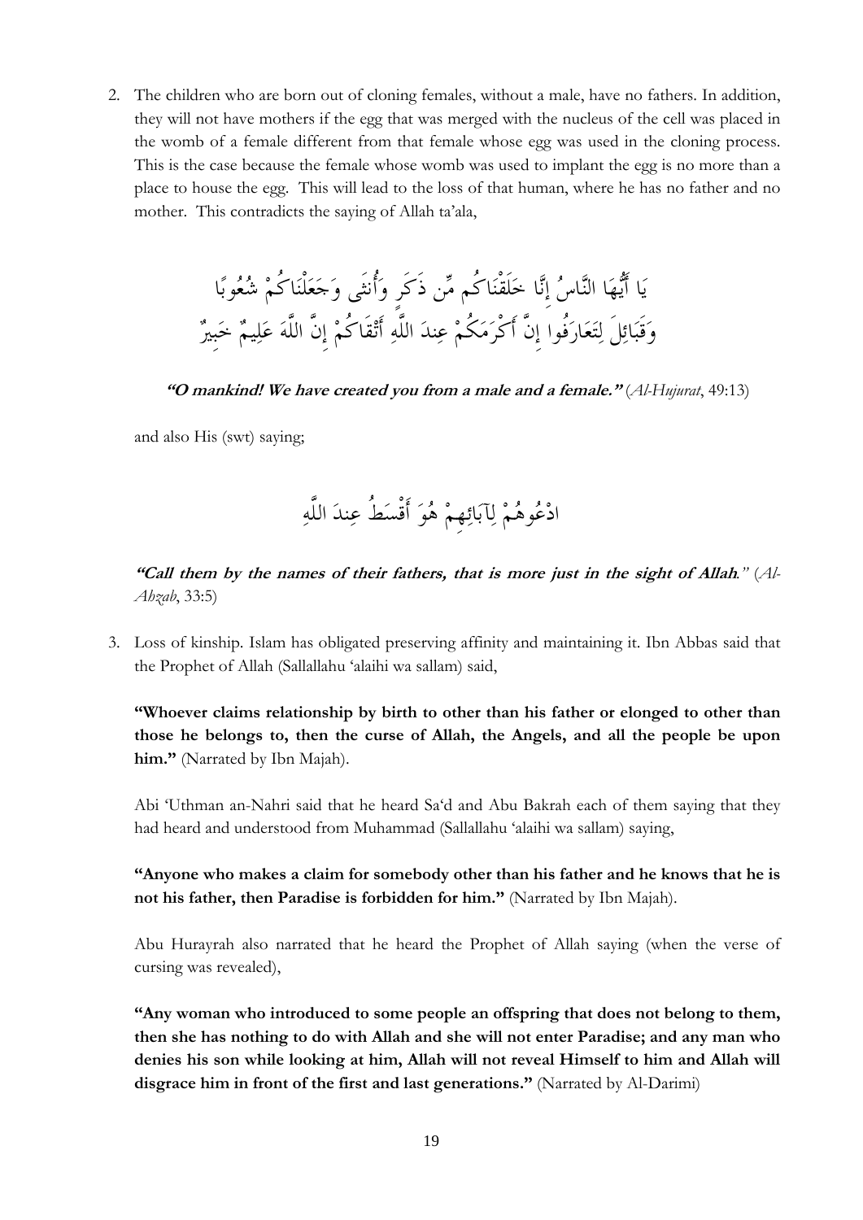2. The children who are born out of cloning females, without a male, have no fathers. In addition, they will not have mothers if the egg that was merged with the nucleus of the cell was placed in the womb of a female different from that female whose egg was used in the cloning process. This is the case because the female whose womb was used to implant the egg is no more than a place to house the egg. This will lead to the loss of that human, where he has no father and no mother. This contradicts the saying of Allah ta'ala,

   يَا أَيُّهَا النَّاسُ إِنَّا خَلَقْنَاكُم مِّن ذَكَرٍ وَأُنثَى وَجَعَلْنَاكُمْ شُعُوبًا وَقَبَائِلَ لِتَعَارَفُوا إِنَّ أَكْرَمَكُمْ عِندَ اللَّهِ أَتْقَاكُمْ إِنَّ اللَّهَ عَلِيمٌ خَبِيرٌ

   ***"O mankind! We have created you from a male and a female."*** (*Al-Hujurat*, 49:13)

   and also His (swt) saying;

   ادْعُوهُمْ لِآبَائِهِمْ هُوَ أَقْسَطُ عِندَ اللَّهِ

   ***"Call them by the names of their fathers, that is more just in the sight of Allah."*** (*Al-Ahzab*, 33:5)

3. Loss of kinship. Islam has obligated preserving affinity and maintaining it. Ibn Abbas said that the Prophet of Allah (Sallallahu 'alaihi wa sallam) said,

   **"Whoever claims relationship by birth to other than his father or elonged to other than those he belongs to, then the curse of Allah, the Angels, and all the people be upon him."** (Narrated by Ibn Majah).

   Abi 'Uthman an-Nahri said that he heard Sa'd and Abu Bakrah each of them saying that they had heard and understood from Muhammad (Sallallahu 'alaihi wa sallam) saying,

   **"Anyone who makes a claim for somebody other than his father and he knows that he is not his father, then Paradise is forbidden for him."** (Narrated by Ibn Majah).

   Abu Hurayrah also narrated that he heard the Prophet of Allah saying (when the verse of cursing was revealed),

   **"Any woman who introduced to some people an offspring that does not belong to them, then she has nothing to do with Allah and she will not enter Paradise; and any man who denies his son while looking at him, Allah will not reveal Himself to him and Allah will disgrace him in front of the first and last generations."** (Narrated by Al-Darimi)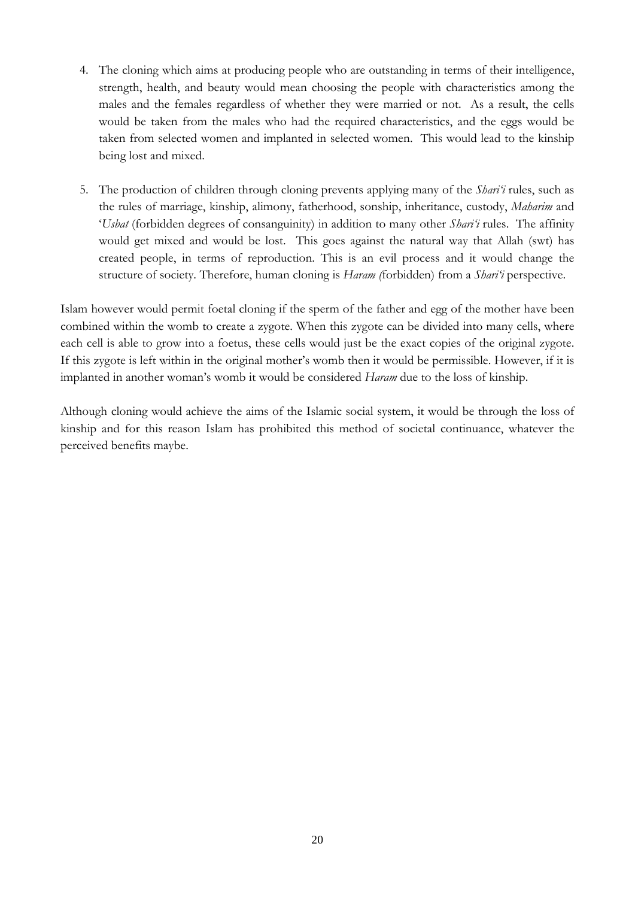4. The cloning which aims at producing people who are outstanding in terms of their intelligence, strength, health, and beauty would mean choosing the people with characteristics among the males and the females regardless of whether they were married or not. As a result, the cells would be taken from the males who had the required characteristics, and the eggs would be taken from selected women and implanted in selected women. This would lead to the kinship being lost and mixed.

5. The production of children through cloning prevents applying many of the *Shari'i* rules, such as the rules of marriage, kinship, alimony, fatherhood, sonship, inheritance, custody, *Maharim* and '*Usbat* (forbidden degrees of consanguinity) in addition to many other *Shari'i* rules. The affinity would get mixed and would be lost. This goes against the natural way that Allah (swt) has created people, in terms of reproduction. This is an evil process and it would change the structure of society. Therefore, human cloning is *Haram (*forbidden) from a *Shari'i* perspective.

Islam however would permit foetal cloning if the sperm of the father and egg of the mother have been combined within the womb to create a zygote. When this zygote can be divided into many cells, where each cell is able to grow into a foetus, these cells would just be the exact copies of the original zygote. If this zygote is left within in the original mother's womb then it would be permissible. However, if it is implanted in another woman's womb it would be considered *Haram* due to the loss of kinship.

Although cloning would achieve the aims of the Islamic social system, it would be through the loss of kinship and for this reason Islam has prohibited this method of societal continuance, whatever the perceived benefits maybe.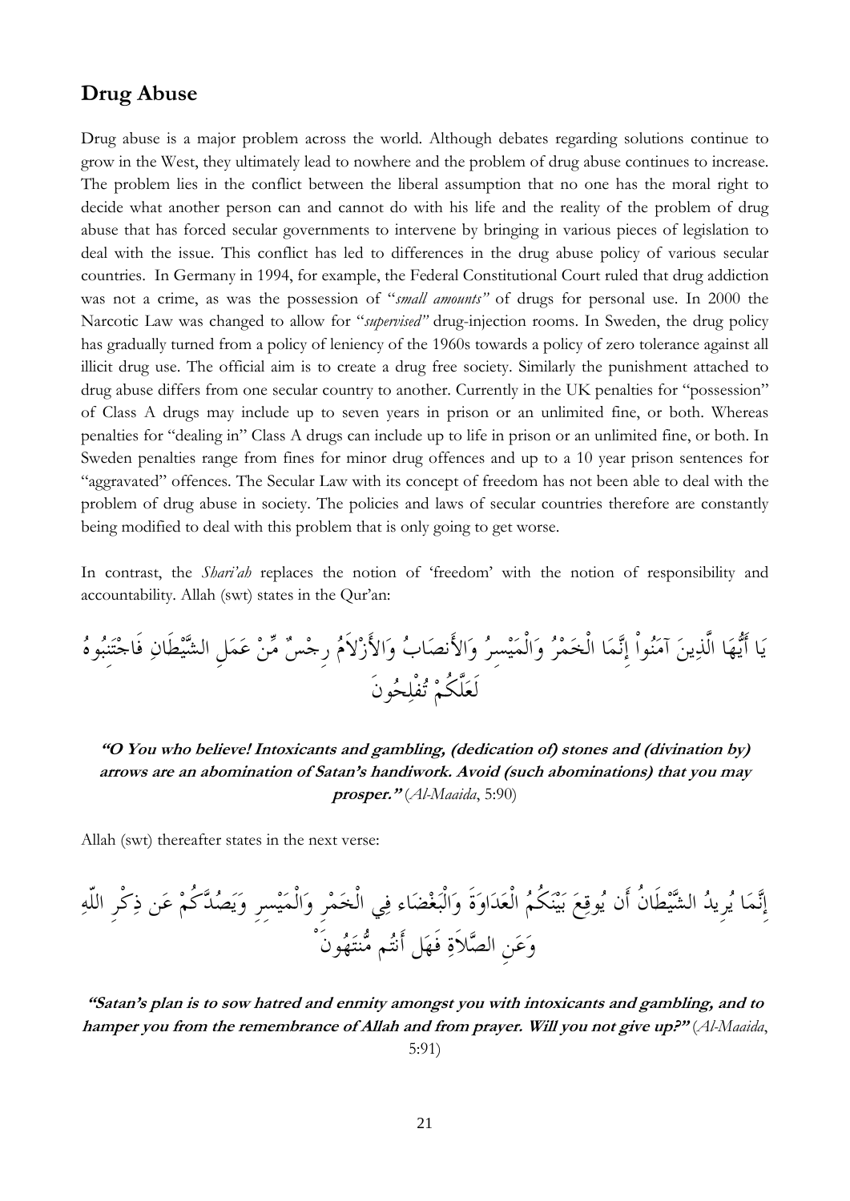## Drug Abuse

Drug abuse is a major problem across the world. Although debates regarding solutions continue to grow in the West, they ultimately lead to nowhere and the problem of drug abuse continues to increase. The problem lies in the conflict between the liberal assumption that no one has the moral right to decide what another person can and cannot do with his life and the reality of the problem of drug abuse that has forced secular governments to intervene by bringing in various pieces of legislation to deal with the issue. This conflict has led to differences in the drug abuse policy of various secular countries. In Germany in 1994, for example, the Federal Constitutional Court ruled that drug addiction was not a crime, as was the possession of "*small amounts"* of drugs for personal use. In 2000 the Narcotic Law was changed to allow for "*supervised"* drug-injection rooms. In Sweden, the drug policy has gradually turned from a policy of leniency of the 1960s towards a policy of zero tolerance against all illicit drug use. The official aim is to create a drug free society. Similarly the punishment attached to drug abuse differs from one secular country to another. Currently in the UK penalties for "possession" of Class A drugs may include up to seven years in prison or an unlimited fine, or both. Whereas penalties for "dealing in" Class A drugs can include up to life in prison or an unlimited fine, or both. In Sweden penalties range from fines for minor drug offences and up to a 10 year prison sentences for "aggravated" offences. The Secular Law with its concept of freedom has not been able to deal with the problem of drug abuse in society. The policies and laws of secular countries therefore are constantly being modified to deal with this problem that is only going to get worse.

In contrast, the *Shari'ah* replaces the notion of 'freedom' with the notion of responsibility and accountability. Allah (swt) states in the Qur'an:

يَا أَيُّهَا الَّذِينَ آمَنُواْ إِنَّمَا الْخَمْرُ وَالْمَيْسِرُ وَالأَنصَابُ وَالأَزْلاَمُ رِجْسٌ مِّنْ عَمَلِ الشَّيْطَانِ فَاجْتَنِبُوهُ لَعَلَّكُمْ تُفْلِحُونَ

**"O You who believe! Intoxicants and gambling, (dedication of) stones and (divination by) arrows are an abomination of Satan's handiwork. Avoid (such abominations) that you may prosper."** (*Al-Maaida*, 5:90)

Allah (swt) thereafter states in the next verse:

إِنَّمَا يُرِيدُ الشَّيْطَانُ أَن يُوقِعَ بَيْنَكُمُ الْعَدَاوَةَ وَالْبَغْضَاء فِي الْخَمْرِ وَالْمَيْسِرِ وَيَصُدَّكُمْ عَن ذِكْرِ اللّهِ وَعَنِ الصَّلاَةِ فَهَلْ أَنتُم مُّنتَهُونَ

**"Satan's plan is to sow hatred and enmity amongst you with intoxicants and gambling, and to hamper you from the remembrance of Allah and from prayer. Will you not give up?"** (*Al-Maaida*, 5:91)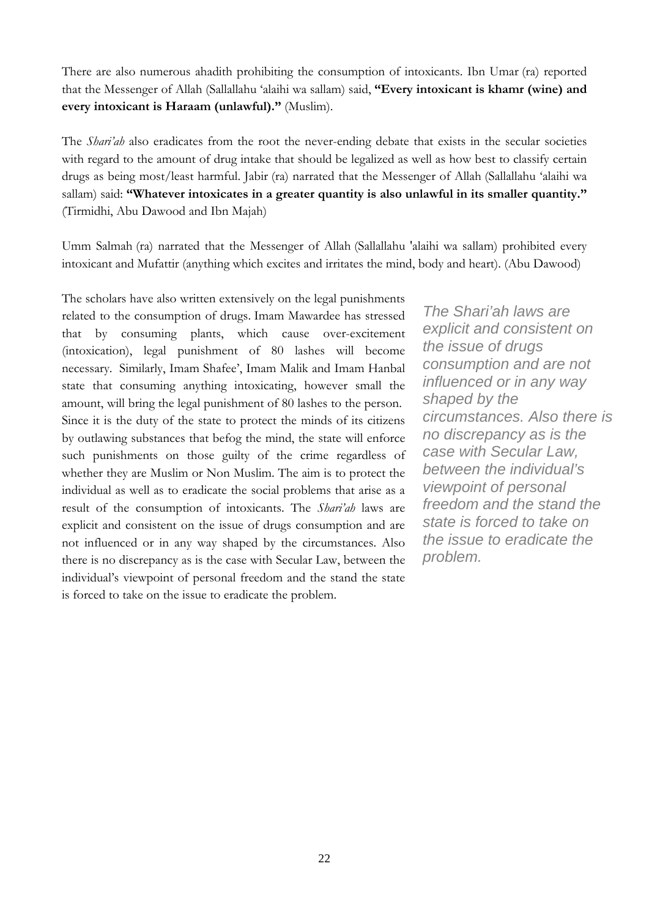There are also numerous ahadith prohibiting the consumption of intoxicants. Ibn Umar (ra) reported that the Messenger of Allah (Sallallahu 'alaihi wa sallam) said, **"Every intoxicant is khamr (wine) and every intoxicant is Haraam (unlawful)."** (Muslim).

The *Shari'ah* also eradicates from the root the never-ending debate that exists in the secular societies with regard to the amount of drug intake that should be legalized as well as how best to classify certain drugs as being most/least harmful. Jabir (ra) narrated that the Messenger of Allah (Sallallahu 'alaihi wa sallam) said: **"Whatever intoxicates in a greater quantity is also unlawful in its smaller quantity."** (Tirmidhi, Abu Dawood and Ibn Majah)

Umm Salmah (ra) narrated that the Messenger of Allah (Sallallahu 'alaihi wa sallam) prohibited every intoxicant and Mufattir (anything which excites and irritates the mind, body and heart). (Abu Dawood)

The scholars have also written extensively on the legal punishments related to the consumption of drugs. Imam Mawardee has stressed that by consuming plants, which cause over-excitement (intoxication), legal punishment of 80 lashes will become necessary. Similarly, Imam Shafee', Imam Malik and Imam Hanbal state that consuming anything intoxicating, however small the amount, will bring the legal punishment of 80 lashes to the person. Since it is the duty of the state to protect the minds of its citizens by outlawing substances that befog the mind, the state will enforce such punishments on those guilty of the crime regardless of whether they are Muslim or Non Muslim. The aim is to protect the individual as well as to eradicate the social problems that arise as a result of the consumption of intoxicants. The *Shari'ah* laws are explicit and consistent on the issue of drugs consumption and are not influenced or in any way shaped by the circumstances. Also there is no discrepancy as is the case with Secular Law, between the individual's viewpoint of personal freedom and the stand the state is forced to take on the issue to eradicate the problem.

*The Shari'ah laws are explicit and consistent on the issue of drugs consumption and are not influenced or in any way shaped by the circumstances. Also there is no discrepancy as is the case with Secular Law, between the individual's viewpoint of personal freedom and the stand the state is forced to take on the issue to eradicate the problem.*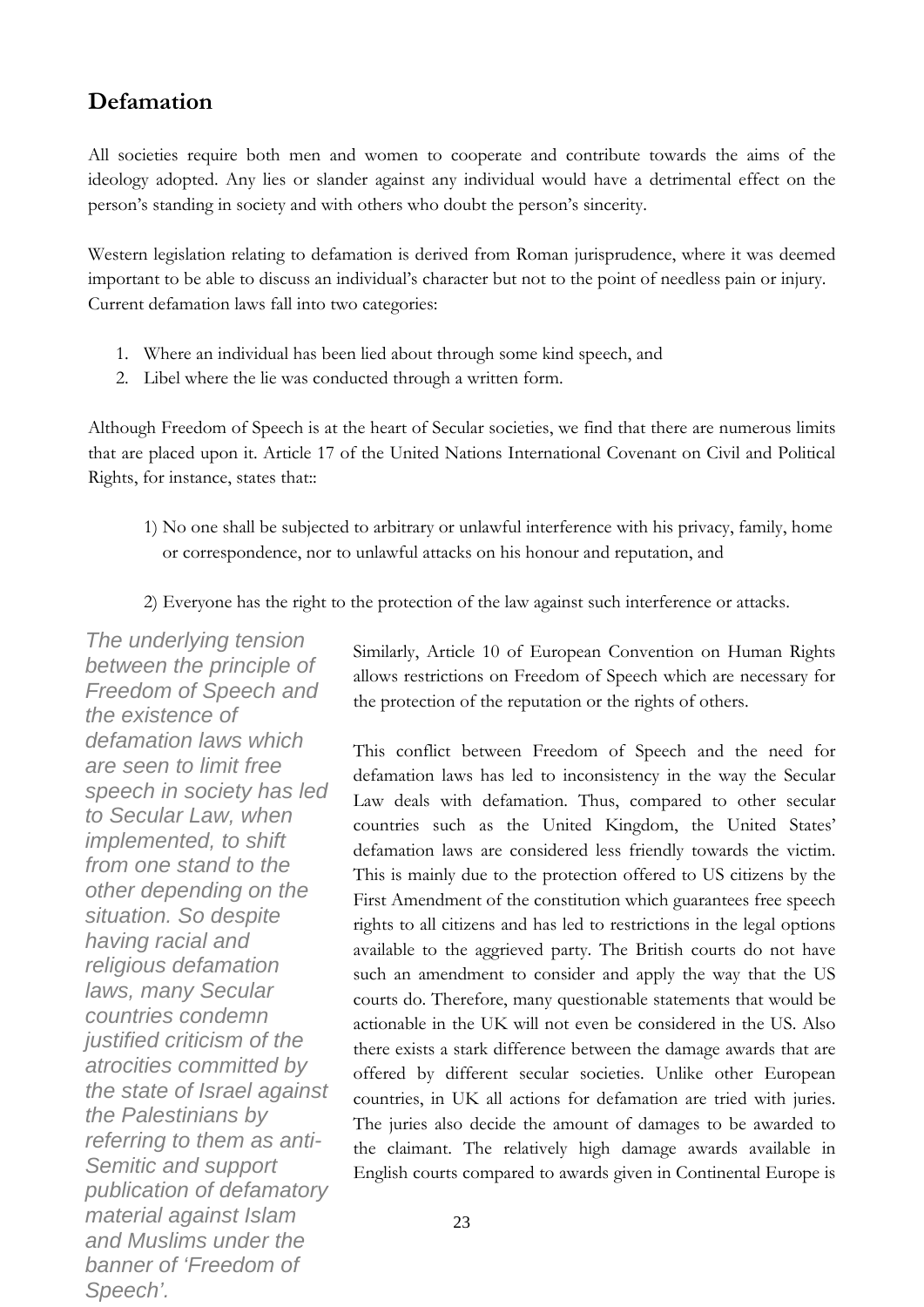## Defamation

All societies require both men and women to cooperate and contribute towards the aims of the ideology adopted. Any lies or slander against any individual would have a detrimental effect on the person's standing in society and with others who doubt the person's sincerity.

Western legislation relating to defamation is derived from Roman jurisprudence, where it was deemed important to be able to discuss an individual's character but not to the point of needless pain or injury. Current defamation laws fall into two categories:

1. Where an individual has been lied about through some kind speech, and
2. Libel where the lie was conducted through a written form.

Although Freedom of Speech is at the heart of Secular societies, we find that there are numerous limits that are placed upon it. Article 17 of the United Nations International Covenant on Civil and Political Rights, for instance, states that::

1) No one shall be subjected to arbitrary or unlawful interference with his privacy, family, home or correspondence, nor to unlawful attacks on his honour and reputation, and

2) Everyone has the right to the protection of the law against such interference or attacks.

*The underlying tension between the principle of Freedom of Speech and the existence of defamation laws which are seen to limit free speech in society has led to Secular Law, when implemented, to shift from one stand to the other depending on the situation. So despite having racial and religious defamation laws, many Secular countries condemn justified criticism of the atrocities committed by the state of Israel against the Palestinians by referring to them as anti-Semitic and support publication of defamatory material against Islam and Muslims under the banner of 'Freedom of Speech'.*

Similarly, Article 10 of European Convention on Human Rights allows restrictions on Freedom of Speech which are necessary for the protection of the reputation or the rights of others.

This conflict between Freedom of Speech and the need for defamation laws has led to inconsistency in the way the Secular Law deals with defamation. Thus, compared to other secular countries such as the United Kingdom, the United States' defamation laws are considered less friendly towards the victim. This is mainly due to the protection offered to US citizens by the First Amendment of the constitution which guarantees free speech rights to all citizens and has led to restrictions in the legal options available to the aggrieved party. The British courts do not have such an amendment to consider and apply the way that the US courts do. Therefore, many questionable statements that would be actionable in the UK will not even be considered in the US. Also there exists a stark difference between the damage awards that are offered by different secular societies. Unlike other European countries, in UK all actions for defamation are tried with juries. The juries also decide the amount of damages to be awarded to the claimant. The relatively high damage awards available in English courts compared to awards given in Continental Europe is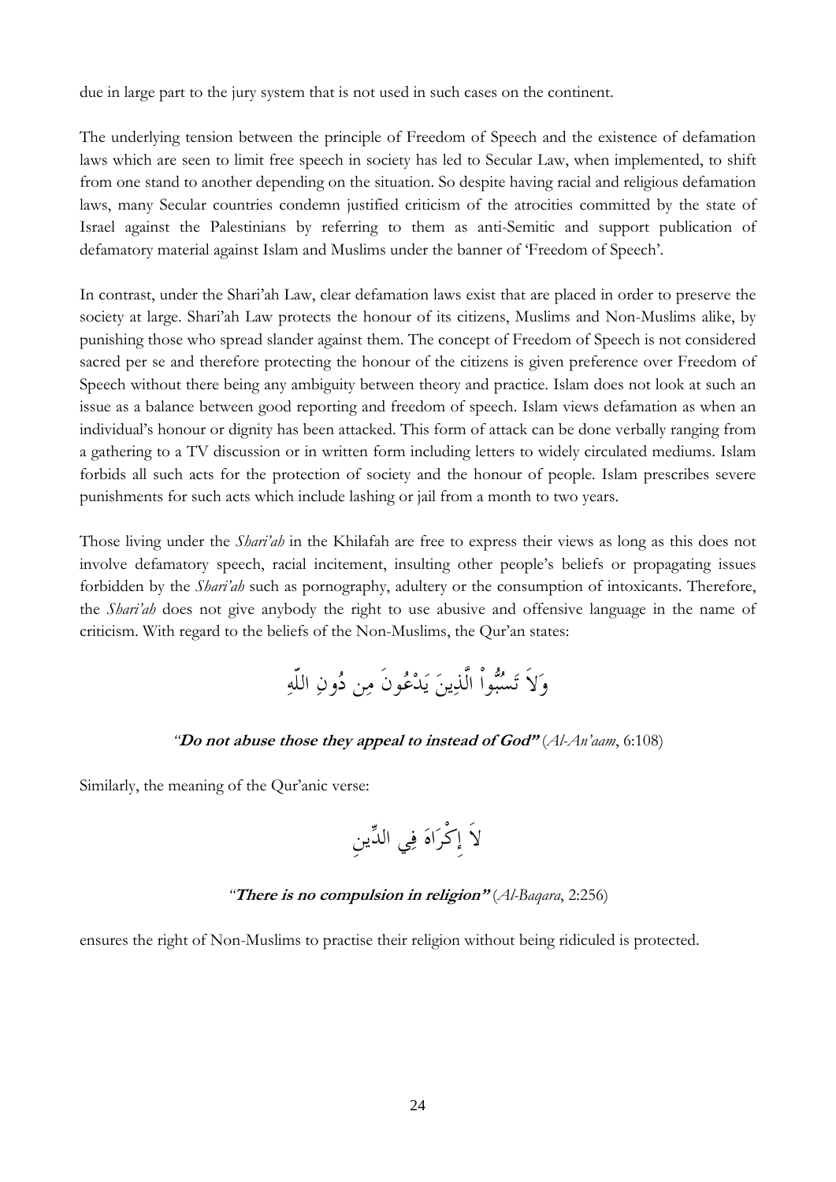due in large part to the jury system that is not used in such cases on the continent.

The underlying tension between the principle of Freedom of Speech and the existence of defamation laws which are seen to limit free speech in society has led to Secular Law, when implemented, to shift from one stand to another depending on the situation. So despite having racial and religious defamation laws, many Secular countries condemn justified criticism of the atrocities committed by the state of Israel against the Palestinians by referring to them as anti-Semitic and support publication of defamatory material against Islam and Muslims under the banner of 'Freedom of Speech'.

In contrast, under the Shari'ah Law, clear defamation laws exist that are placed in order to preserve the society at large. Shari'ah Law protects the honour of its citizens, Muslims and Non-Muslims alike, by punishing those who spread slander against them. The concept of Freedom of Speech is not considered sacred per se and therefore protecting the honour of the citizens is given preference over Freedom of Speech without there being any ambiguity between theory and practice. Islam does not look at such an issue as a balance between good reporting and freedom of speech. Islam views defamation as when an individual's honour or dignity has been attacked. This form of attack can be done verbally ranging from a gathering to a TV discussion or in written form including letters to widely circulated mediums. Islam forbids all such acts for the protection of society and the honour of people. Islam prescribes severe punishments for such acts which include lashing or jail from a month to two years.

Those living under the *Shari'ah* in the Khilafah are free to express their views as long as this does not involve defamatory speech, racial incitement, insulting other people's beliefs or propagating issues forbidden by the *Shari'ah* such as pornography, adultery or the consumption of intoxicants. Therefore, the *Shari'ah* does not give anybody the right to use abusive and offensive language in the name of criticism. With regard to the beliefs of the Non-Muslims, the Qur'an states:

وَلاَ تَسُبُّواْ الَّذِينَ يَدْعُونَ مِن دُونِ اللّهِ

*"**Do not abuse those they appeal to instead of God**"* (*Al-An'aam*, 6:108)

Similarly, the meaning of the Qur'anic verse:

لاَ إِكْرَاهَ فِي الدِّينِ

*"**There is no compulsion in religion**"* (*Al-Baqara*, 2:256)

ensures the right of Non-Muslims to practise their religion without being ridiculed is protected.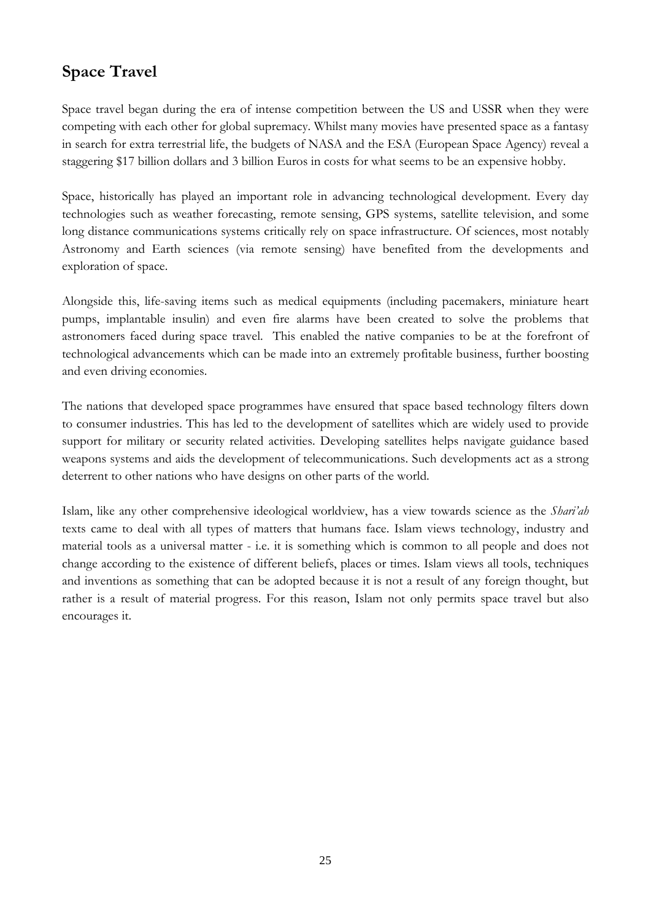## Space Travel

Space travel began during the era of intense competition between the US and USSR when they were competing with each other for global supremacy. Whilst many movies have presented space as a fantasy in search for extra terrestrial life, the budgets of NASA and the ESA (European Space Agency) reveal a staggering $17 billion dollars and 3 billion Euros in costs for what seems to be an expensive hobby.

Space, historically has played an important role in advancing technological development. Every day technologies such as weather forecasting, remote sensing, GPS systems, satellite television, and some long distance communications systems critically rely on space infrastructure. Of sciences, most notably Astronomy and Earth sciences (via remote sensing) have benefited from the developments and exploration of space.

Alongside this, life-saving items such as medical equipments (including pacemakers, miniature heart pumps, implantable insulin) and even fire alarms have been created to solve the problems that astronomers faced during space travel. This enabled the native companies to be at the forefront of technological advancements which can be made into an extremely profitable business, further boosting and even driving economies.

The nations that developed space programmes have ensured that space based technology filters down to consumer industries. This has led to the development of satellites which are widely used to provide support for military or security related activities. Developing satellites helps navigate guidance based weapons systems and aids the development of telecommunications. Such developments act as a strong deterrent to other nations who have designs on other parts of the world.

Islam, like any other comprehensive ideological worldview, has a view towards science as the *Shari'ah* texts came to deal with all types of matters that humans face. Islam views technology, industry and material tools as a universal matter - i.e. it is something which is common to all people and does not change according to the existence of different beliefs, places or times. Islam views all tools, techniques and inventions as something that can be adopted because it is not a result of any foreign thought, but rather is a result of material progress. For this reason, Islam not only permits space travel but also encourages it.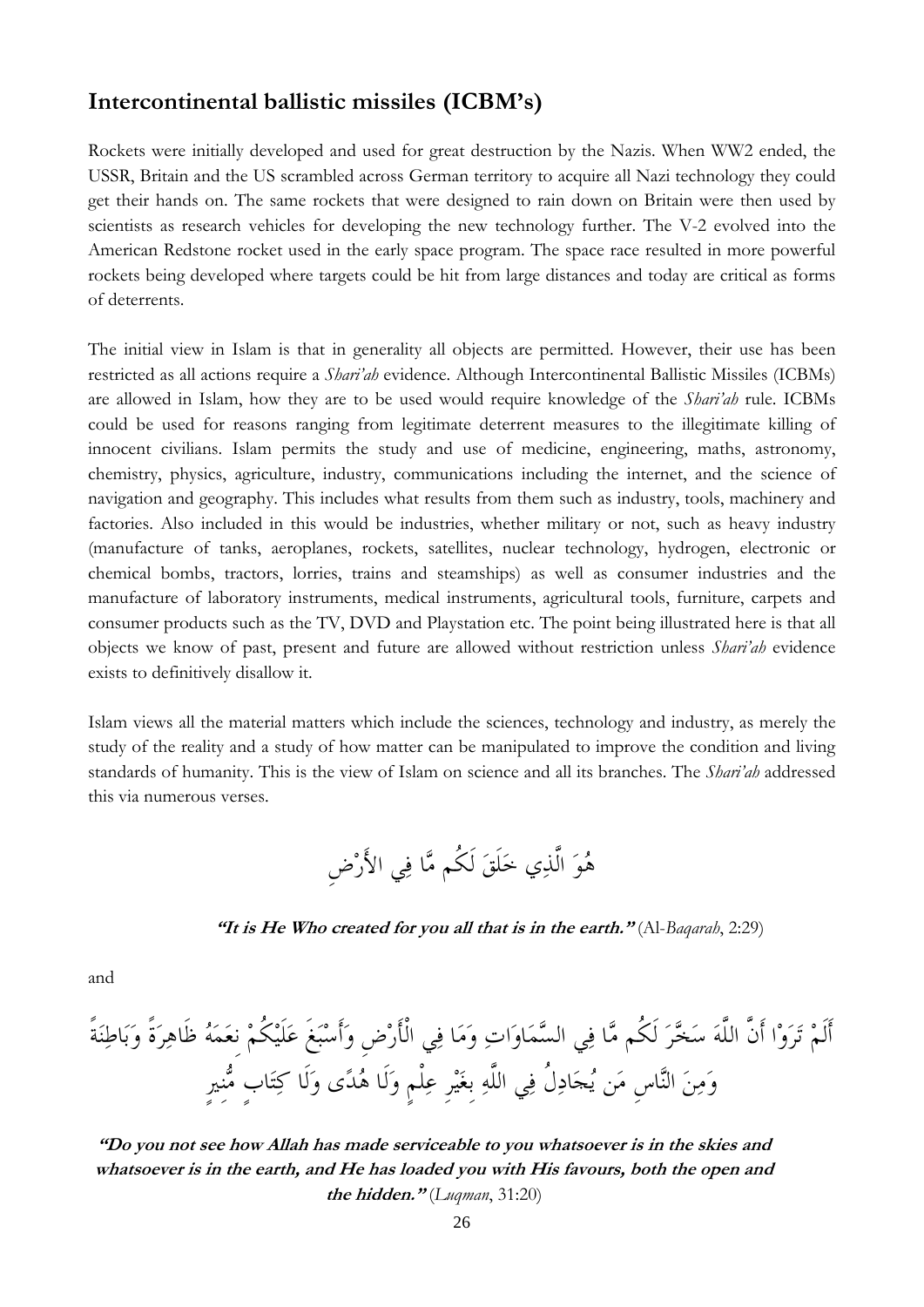## Intercontinental ballistic missiles (ICBM's)

Rockets were initially developed and used for great destruction by the Nazis. When WW2 ended, the USSR, Britain and the US scrambled across German territory to acquire all Nazi technology they could get their hands on. The same rockets that were designed to rain down on Britain were then used by scientists as research vehicles for developing the new technology further. The V-2 evolved into the American Redstone rocket used in the early space program. The space race resulted in more powerful rockets being developed where targets could be hit from large distances and today are critical as forms of deterrents.

The initial view in Islam is that in generality all objects are permitted. However, their use has been restricted as all actions require a *Shari'ah* evidence. Although Intercontinental Ballistic Missiles (ICBMs) are allowed in Islam, how they are to be used would require knowledge of the *Shari'ah* rule. ICBMs could be used for reasons ranging from legitimate deterrent measures to the illegitimate killing of innocent civilians. Islam permits the study and use of medicine, engineering, maths, astronomy, chemistry, physics, agriculture, industry, communications including the internet, and the science of navigation and geography. This includes what results from them such as industry, tools, machinery and factories. Also included in this would be industries, whether military or not, such as heavy industry (manufacture of tanks, aeroplanes, rockets, satellites, nuclear technology, hydrogen, electronic or chemical bombs, tractors, lorries, trains and steamships) as well as consumer industries and the manufacture of laboratory instruments, medical instruments, agricultural tools, furniture, carpets and consumer products such as the TV, DVD and Playstation etc. The point being illustrated here is that all objects we know of past, present and future are allowed without restriction unless *Shari'ah* evidence exists to definitively disallow it.

Islam views all the material matters which include the sciences, technology and industry, as merely the study of the reality and a study of how matter can be manipulated to improve the condition and living standards of humanity. This is the view of Islam on science and all its branches. The *Shari'ah* addressed this via numerous verses.

هُوَ الَّذِي خَلَقَ لَكُم مَّا فِي الأَرْضِ

***"It is He Who created for you all that is in the earth."*** (Al-*Baqarah*, 2:29)

and

أَلَمْ تَرَوْا أَنَّ اللَّهَ سَخَّرَ لَكُم مَّا فِي السَّمَاوَاتِ وَمَا فِي الْأَرْضِ وَأَسْبَغَ عَلَيْكُمْ نِعَمَهُ ظَاهِرَةً وَبَاطِنَةً وَمِنَ النَّاسِ مَن يُجَادِلُ فِي اللَّهِ بِغَيْرِ عِلْمٍ وَلَا هُدًى وَلَا كِتَابٍ مُّنِيرٍ

***"Do you not see how Allah has made serviceable to you whatsoever is in the skies and whatsoever is in the earth, and He has loaded you with His favours, both the open and the hidden."*** (*Luqman*, 31:20)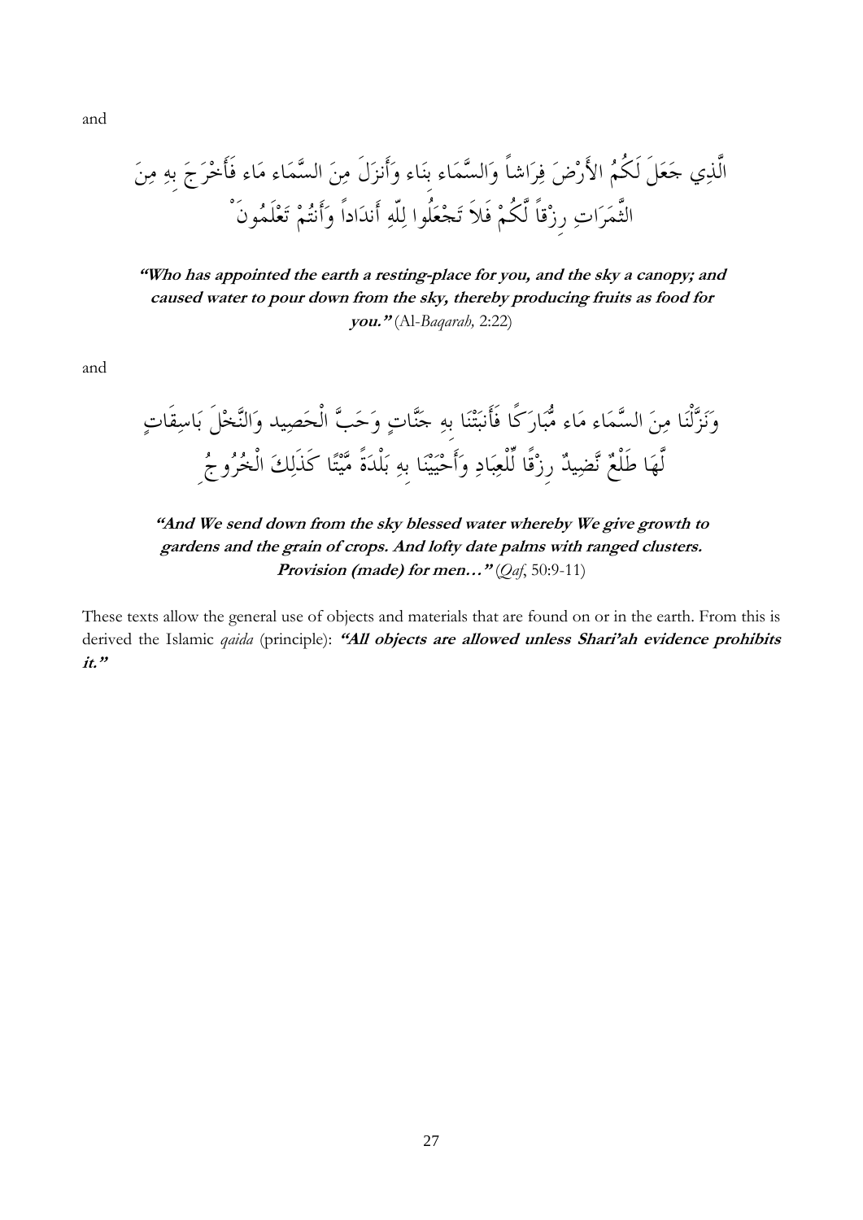and

الَّذِي جَعَلَ لَكُمُ الأَرْضَ فِرَاشاً وَالسَّمَاء بِنَاء وَأَنزَلَ مِنَ السَّمَاء مَاء فَأَخْرَجَ بِهِ مِنَ الثَّمَرَاتِ رِزْقاً لَّكُمْ فَلاَ تَجْعَلُوا لِلّهِ أَندَاداً وَأَنتُمْ تَعْلَمُونَ

***"Who has appointed the earth a resting-place for you, and the sky a canopy; and caused water to pour down from the sky, thereby producing fruits as food for you."*** (Al-*Baqarah,* 2:22)

and

وَنَزَّلْنَا مِنَ السَّمَاء مَاء مُّبَارَكًا فَأَنبَتْنَا بِهِ جَنَّاتٍ وَحَبَّ الْحَصِيدِ وَالنَّخْلَ بَاسِقَاتٍ لَّهَا طَلْعٌ نَّضِيدٌ رِزْقًا لِّلْعِبَادِ وَأَحْيَيْنَا بِهِ بَلْدَةً مَّيْتًا كَذَلِكَ الْخُرُوجُ

***"And We send down from the sky blessed water whereby We give growth to gardens and the grain of crops. And lofty date palms with ranged clusters. Provision (made) for men…"*** (*Qaf*, 50:9-11)

These texts allow the general use of objects and materials that are found on or in the earth. From this is derived the Islamic *qaida* (principle): ***"All objects are allowed unless Shari'ah evidence prohibits it."***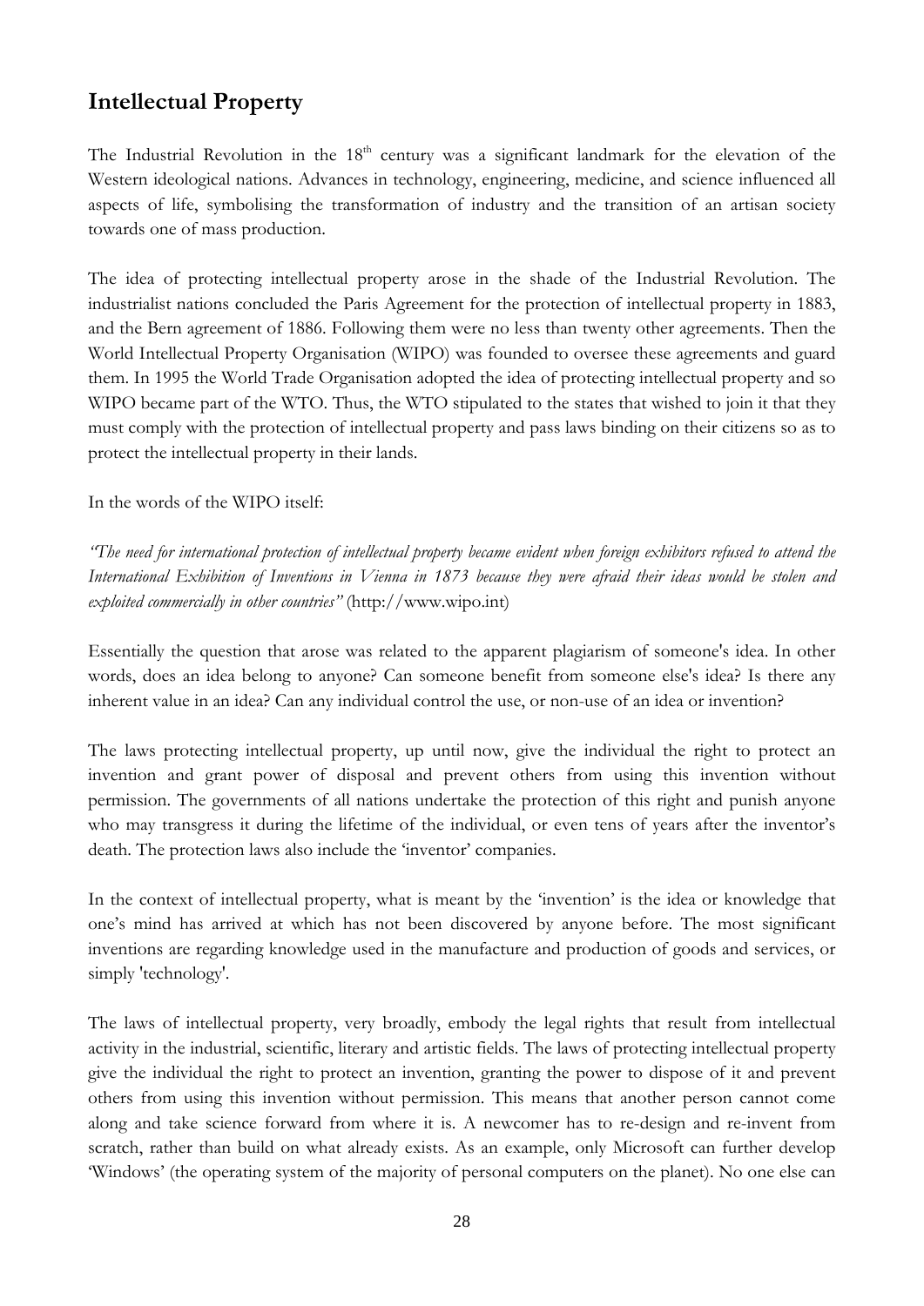## Intellectual Property

The Industrial Revolution in the 18th century was a significant landmark for the elevation of the Western ideological nations. Advances in technology, engineering, medicine, and science influenced all aspects of life, symbolising the transformation of industry and the transition of an artisan society towards one of mass production.

The idea of protecting intellectual property arose in the shade of the Industrial Revolution. The industrialist nations concluded the Paris Agreement for the protection of intellectual property in 1883, and the Bern agreement of 1886. Following them were no less than twenty other agreements. Then the World Intellectual Property Organisation (WIPO) was founded to oversee these agreements and guard them. In 1995 the World Trade Organisation adopted the idea of protecting intellectual property and so WIPO became part of the WTO. Thus, the WTO stipulated to the states that wished to join it that they must comply with the protection of intellectual property and pass laws binding on their citizens so as to protect the intellectual property in their lands.

In the words of the WIPO itself:

*"The need for international protection of intellectual property became evident when foreign exhibitors refused to attend the International Exhibition of Inventions in Vienna in 1873 because they were afraid their ideas would be stolen and exploited commercially in other countries"* (http://www.wipo.int)

Essentially the question that arose was related to the apparent plagiarism of someone's idea. In other words, does an idea belong to anyone? Can someone benefit from someone else's idea? Is there any inherent value in an idea? Can any individual control the use, or non-use of an idea or invention?

The laws protecting intellectual property, up until now, give the individual the right to protect an invention and grant power of disposal and prevent others from using this invention without permission. The governments of all nations undertake the protection of this right and punish anyone who may transgress it during the lifetime of the individual, or even tens of years after the inventor's death. The protection laws also include the 'inventor' companies.

In the context of intellectual property, what is meant by the 'invention' is the idea or knowledge that one's mind has arrived at which has not been discovered by anyone before. The most significant inventions are regarding knowledge used in the manufacture and production of goods and services, or simply 'technology'.

The laws of intellectual property, very broadly, embody the legal rights that result from intellectual activity in the industrial, scientific, literary and artistic fields. The laws of protecting intellectual property give the individual the right to protect an invention, granting the power to dispose of it and prevent others from using this invention without permission. This means that another person cannot come along and take science forward from where it is. A newcomer has to re-design and re-invent from scratch, rather than build on what already exists. As an example, only Microsoft can further develop 'Windows' (the operating system of the majority of personal computers on the planet). No one else can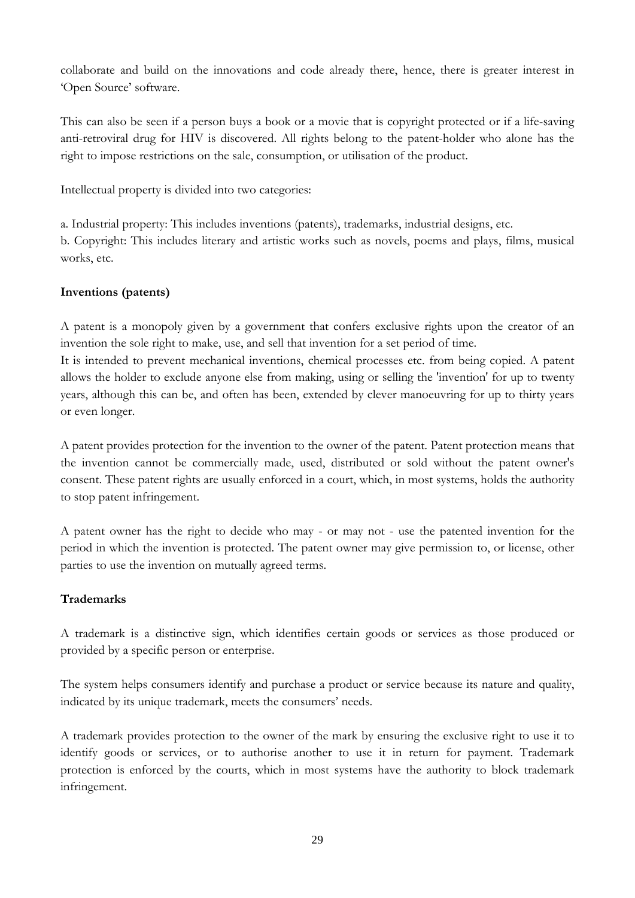collaborate and build on the innovations and code already there, hence, there is greater interest in 'Open Source' software.

This can also be seen if a person buys a book or a movie that is copyright protected or if a life-saving anti-retroviral drug for HIV is discovered. All rights belong to the patent-holder who alone has the right to impose restrictions on the sale, consumption, or utilisation of the product.

Intellectual property is divided into two categories:

a. Industrial property: This includes inventions (patents), trademarks, industrial designs, etc.
b. Copyright: This includes literary and artistic works such as novels, poems and plays, films, musical works, etc.

**Inventions (patents)**

A patent is a monopoly given by a government that confers exclusive rights upon the creator of an invention the sole right to make, use, and sell that invention for a set period of time.
It is intended to prevent mechanical inventions, chemical processes etc. from being copied. A patent allows the holder to exclude anyone else from making, using or selling the 'invention' for up to twenty years, although this can be, and often has been, extended by clever manoeuvring for up to thirty years or even longer.

A patent provides protection for the invention to the owner of the patent. Patent protection means that the invention cannot be commercially made, used, distributed or sold without the patent owner's consent. These patent rights are usually enforced in a court, which, in most systems, holds the authority to stop patent infringement.

A patent owner has the right to decide who may - or may not - use the patented invention for the period in which the invention is protected. The patent owner may give permission to, or license, other parties to use the invention on mutually agreed terms.

**Trademarks**

A trademark is a distinctive sign, which identifies certain goods or services as those produced or provided by a specific person or enterprise.

The system helps consumers identify and purchase a product or service because its nature and quality, indicated by its unique trademark, meets the consumers' needs.

A trademark provides protection to the owner of the mark by ensuring the exclusive right to use it to identify goods or services, or to authorise another to use it in return for payment. Trademark protection is enforced by the courts, which in most systems have the authority to block trademark infringement.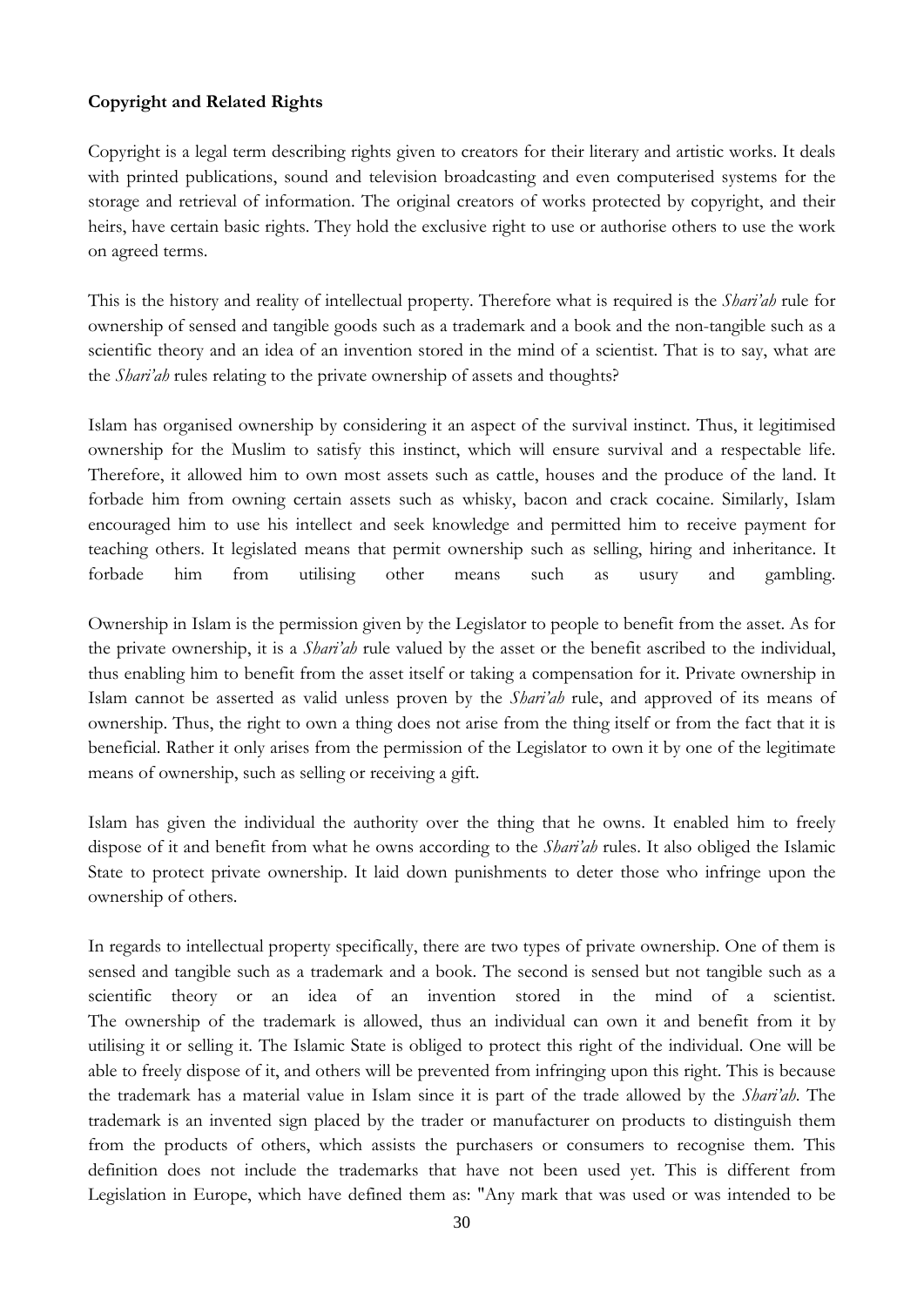**Copyright and Related Rights**

Copyright is a legal term describing rights given to creators for their literary and artistic works. It deals with printed publications, sound and television broadcasting and even computerised systems for the storage and retrieval of information. The original creators of works protected by copyright, and their heirs, have certain basic rights. They hold the exclusive right to use or authorise others to use the work on agreed terms.

This is the history and reality of intellectual property. Therefore what is required is the *Shari'ah* rule for ownership of sensed and tangible goods such as a trademark and a book and the non-tangible such as a scientific theory and an idea of an invention stored in the mind of a scientist. That is to say, what are the *Shari'ah* rules relating to the private ownership of assets and thoughts?

Islam has organised ownership by considering it an aspect of the survival instinct. Thus, it legitimised ownership for the Muslim to satisfy this instinct, which will ensure survival and a respectable life. Therefore, it allowed him to own most assets such as cattle, houses and the produce of the land. It forbade him from owning certain assets such as whisky, bacon and crack cocaine. Similarly, Islam encouraged him to use his intellect and seek knowledge and permitted him to receive payment for teaching others. It legislated means that permit ownership such as selling, hiring and inheritance. It forbade him from utilising other means such as usury and gambling.

Ownership in Islam is the permission given by the Legislator to people to benefit from the asset. As for the private ownership, it is a *Shari'ah* rule valued by the asset or the benefit ascribed to the individual, thus enabling him to benefit from the asset itself or taking a compensation for it. Private ownership in Islam cannot be asserted as valid unless proven by the *Shari'ah* rule, and approved of its means of ownership. Thus, the right to own a thing does not arise from the thing itself or from the fact that it is beneficial. Rather it only arises from the permission of the Legislator to own it by one of the legitimate means of ownership, such as selling or receiving a gift.

Islam has given the individual the authority over the thing that he owns. It enabled him to freely dispose of it and benefit from what he owns according to the *Shari'ah* rules. It also obliged the Islamic State to protect private ownership. It laid down punishments to deter those who infringe upon the ownership of others.

In regards to intellectual property specifically, there are two types of private ownership. One of them is sensed and tangible such as a trademark and a book. The second is sensed but not tangible such as a scientific theory or an idea of an invention stored in the mind of a scientist. The ownership of the trademark is allowed, thus an individual can own it and benefit from it by utilising it or selling it. The Islamic State is obliged to protect this right of the individual. One will be able to freely dispose of it, and others will be prevented from infringing upon this right. This is because the trademark has a material value in Islam since it is part of the trade allowed by the *Shari'ah*. The trademark is an invented sign placed by the trader or manufacturer on products to distinguish them from the products of others, which assists the purchasers or consumers to recognise them. This definition does not include the trademarks that have not been used yet. This is different from Legislation in Europe, which have defined them as: "Any mark that was used or was intended to be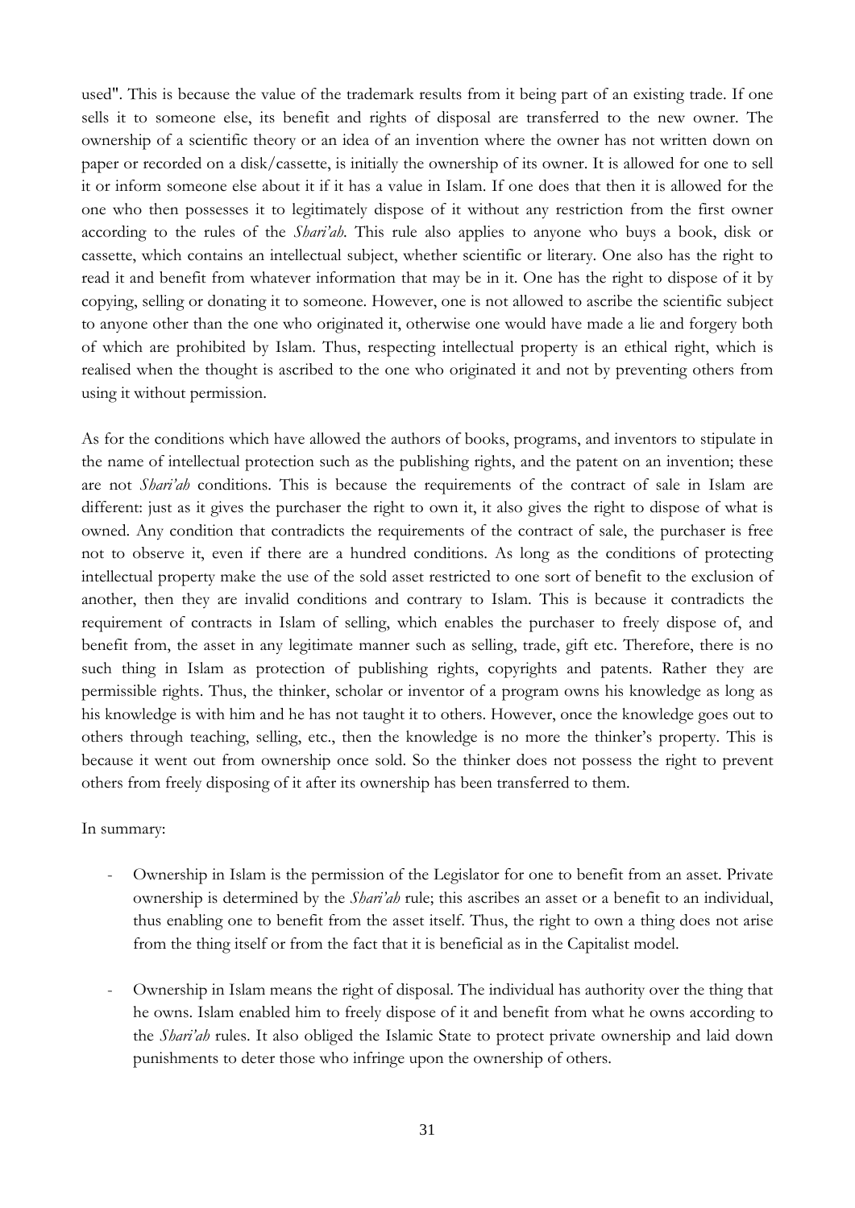used". This is because the value of the trademark results from it being part of an existing trade. If one sells it to someone else, its benefit and rights of disposal are transferred to the new owner. The ownership of a scientific theory or an idea of an invention where the owner has not written down on paper or recorded on a disk/cassette, is initially the ownership of its owner. It is allowed for one to sell it or inform someone else about it if it has a value in Islam. If one does that then it is allowed for the one who then possesses it to legitimately dispose of it without any restriction from the first owner according to the rules of the *Shari'ah*. This rule also applies to anyone who buys a book, disk or cassette, which contains an intellectual subject, whether scientific or literary. One also has the right to read it and benefit from whatever information that may be in it. One has the right to dispose of it by copying, selling or donating it to someone. However, one is not allowed to ascribe the scientific subject to anyone other than the one who originated it, otherwise one would have made a lie and forgery both of which are prohibited by Islam. Thus, respecting intellectual property is an ethical right, which is realised when the thought is ascribed to the one who originated it and not by preventing others from using it without permission.

As for the conditions which have allowed the authors of books, programs, and inventors to stipulate in the name of intellectual protection such as the publishing rights, and the patent on an invention; these are not *Shari'ah* conditions. This is because the requirements of the contract of sale in Islam are different: just as it gives the purchaser the right to own it, it also gives the right to dispose of what is owned. Any condition that contradicts the requirements of the contract of sale, the purchaser is free not to observe it, even if there are a hundred conditions. As long as the conditions of protecting intellectual property make the use of the sold asset restricted to one sort of benefit to the exclusion of another, then they are invalid conditions and contrary to Islam. This is because it contradicts the requirement of contracts in Islam of selling, which enables the purchaser to freely dispose of, and benefit from, the asset in any legitimate manner such as selling, trade, gift etc. Therefore, there is no such thing in Islam as protection of publishing rights, copyrights and patents. Rather they are permissible rights. Thus, the thinker, scholar or inventor of a program owns his knowledge as long as his knowledge is with him and he has not taught it to others. However, once the knowledge goes out to others through teaching, selling, etc., then the knowledge is no more the thinker's property. This is because it went out from ownership once sold. So the thinker does not possess the right to prevent others from freely disposing of it after its ownership has been transferred to them.

In summary:

- Ownership in Islam is the permission of the Legislator for one to benefit from an asset. Private ownership is determined by the *Shari'ah* rule; this ascribes an asset or a benefit to an individual, thus enabling one to benefit from the asset itself. Thus, the right to own a thing does not arise from the thing itself or from the fact that it is beneficial as in the Capitalist model.

- Ownership in Islam means the right of disposal. The individual has authority over the thing that he owns. Islam enabled him to freely dispose of it and benefit from what he owns according to the *Shari'ah* rules. It also obliged the Islamic State to protect private ownership and laid down punishments to deter those who infringe upon the ownership of others.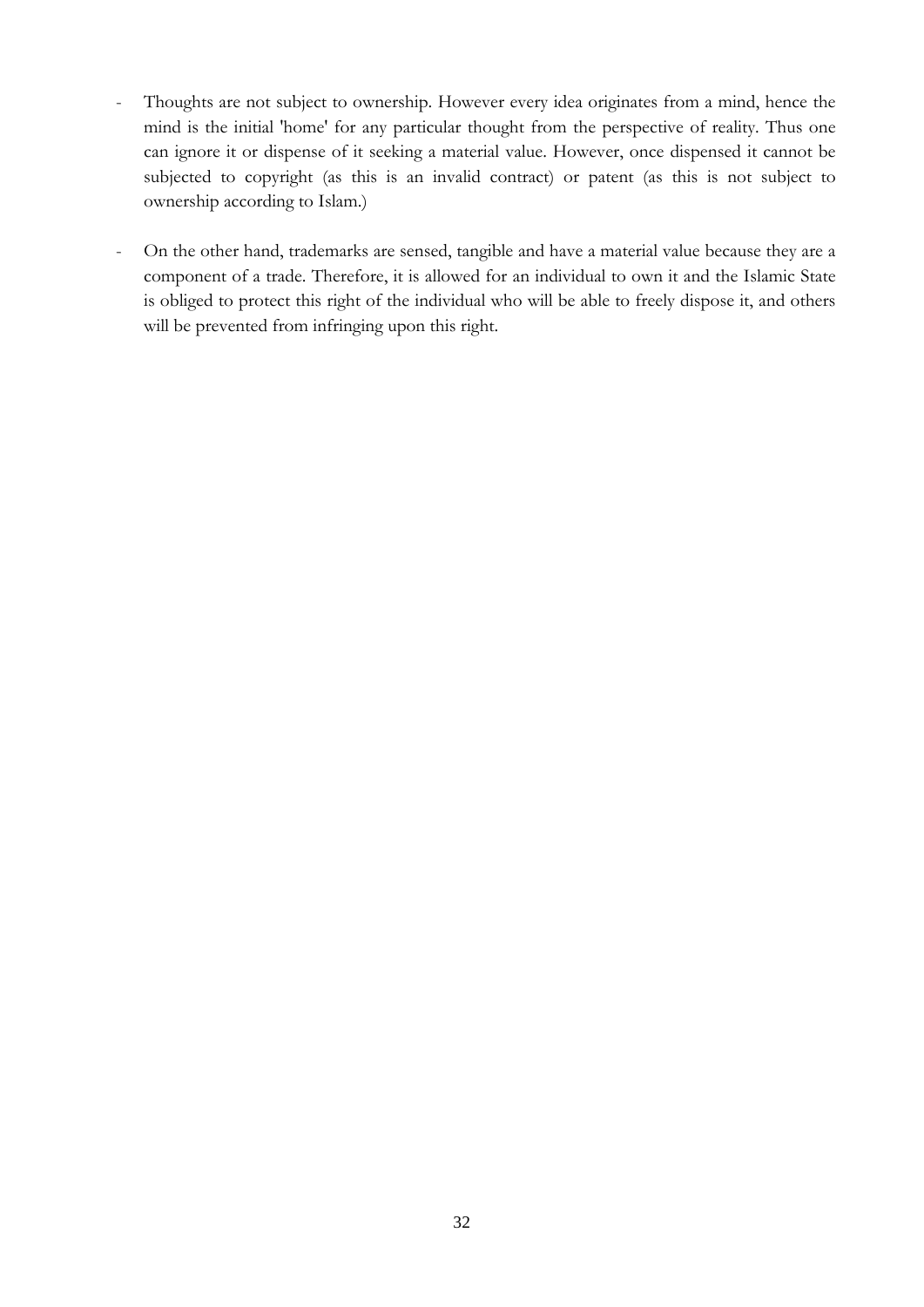- Thoughts are not subject to ownership. However every idea originates from a mind, hence the mind is the initial 'home' for any particular thought from the perspective of reality. Thus one can ignore it or dispense of it seeking a material value. However, once dispensed it cannot be subjected to copyright (as this is an invalid contract) or patent (as this is not subject to ownership according to Islam.)

- On the other hand, trademarks are sensed, tangible and have a material value because they are a component of a trade. Therefore, it is allowed for an individual to own it and the Islamic State is obliged to protect this right of the individual who will be able to freely dispose it, and others will be prevented from infringing upon this right.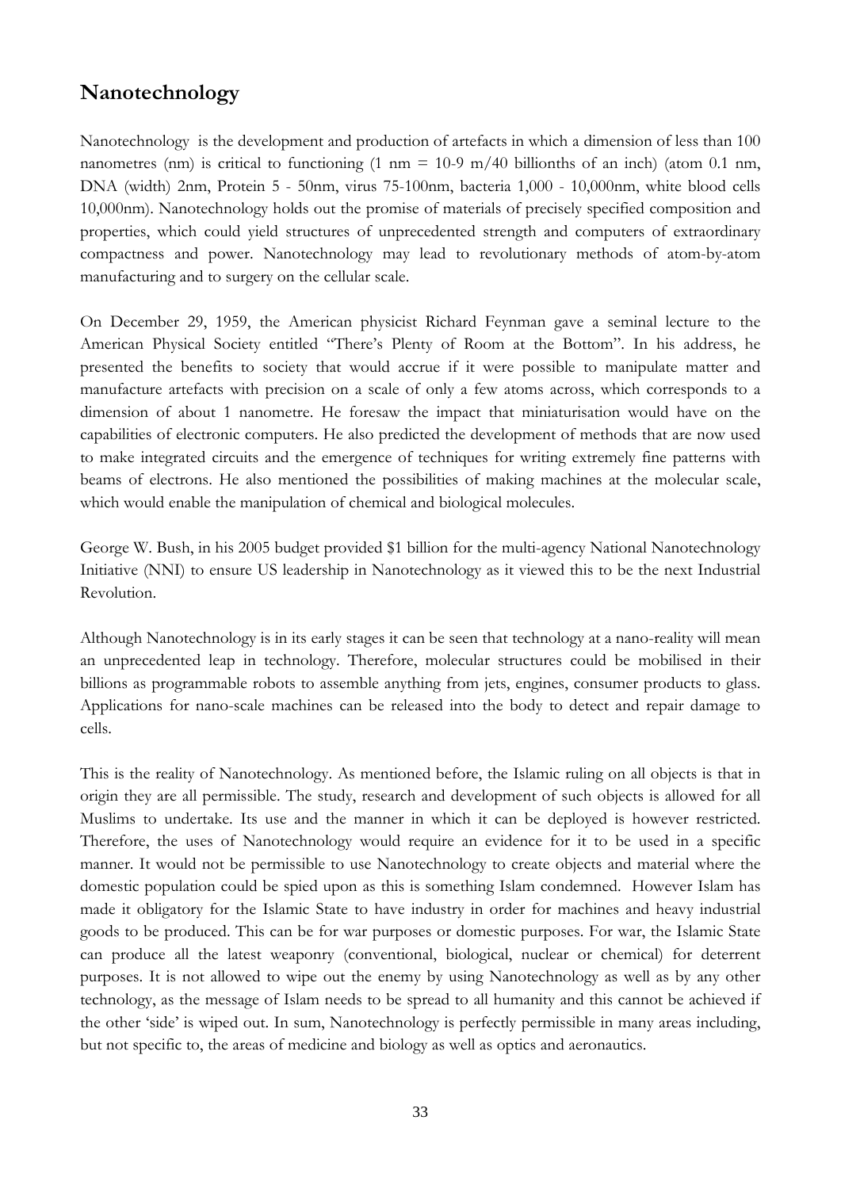## Nanotechnology

Nanotechnology is the development and production of artefacts in which a dimension of less than 100 nanometres (nm) is critical to functioning (1 nm = 10-9 m/40 billionths of an inch) (atom 0.1 nm, DNA (width) 2nm, Protein 5 - 50nm, virus 75-100nm, bacteria 1,000 - 10,000nm, white blood cells 10,000nm). Nanotechnology holds out the promise of materials of precisely specified composition and properties, which could yield structures of unprecedented strength and computers of extraordinary compactness and power. Nanotechnology may lead to revolutionary methods of atom-by-atom manufacturing and to surgery on the cellular scale.

On December 29, 1959, the American physicist Richard Feynman gave a seminal lecture to the American Physical Society entitled "There's Plenty of Room at the Bottom". In his address, he presented the benefits to society that would accrue if it were possible to manipulate matter and manufacture artefacts with precision on a scale of only a few atoms across, which corresponds to a dimension of about 1 nanometre. He foresaw the impact that miniaturisation would have on the capabilities of electronic computers. He also predicted the development of methods that are now used to make integrated circuits and the emergence of techniques for writing extremely fine patterns with beams of electrons. He also mentioned the possibilities of making machines at the molecular scale, which would enable the manipulation of chemical and biological molecules.

George W. Bush, in his 2005 budget provided $1 billion for the multi-agency National Nanotechnology Initiative (NNI) to ensure US leadership in Nanotechnology as it viewed this to be the next Industrial Revolution.

Although Nanotechnology is in its early stages it can be seen that technology at a nano-reality will mean an unprecedented leap in technology. Therefore, molecular structures could be mobilised in their billions as programmable robots to assemble anything from jets, engines, consumer products to glass. Applications for nano-scale machines can be released into the body to detect and repair damage to cells.

This is the reality of Nanotechnology. As mentioned before, the Islamic ruling on all objects is that in origin they are all permissible. The study, research and development of such objects is allowed for all Muslims to undertake. Its use and the manner in which it can be deployed is however restricted. Therefore, the uses of Nanotechnology would require an evidence for it to be used in a specific manner. It would not be permissible to use Nanotechnology to create objects and material where the domestic population could be spied upon as this is something Islam condemned. However Islam has made it obligatory for the Islamic State to have industry in order for machines and heavy industrial goods to be produced. This can be for war purposes or domestic purposes. For war, the Islamic State can produce all the latest weaponry (conventional, biological, nuclear or chemical) for deterrent purposes. It is not allowed to wipe out the enemy by using Nanotechnology as well as by any other technology, as the message of Islam needs to be spread to all humanity and this cannot be achieved if the other 'side' is wiped out. In sum, Nanotechnology is perfectly permissible in many areas including, but not specific to, the areas of medicine and biology as well as optics and aeronautics.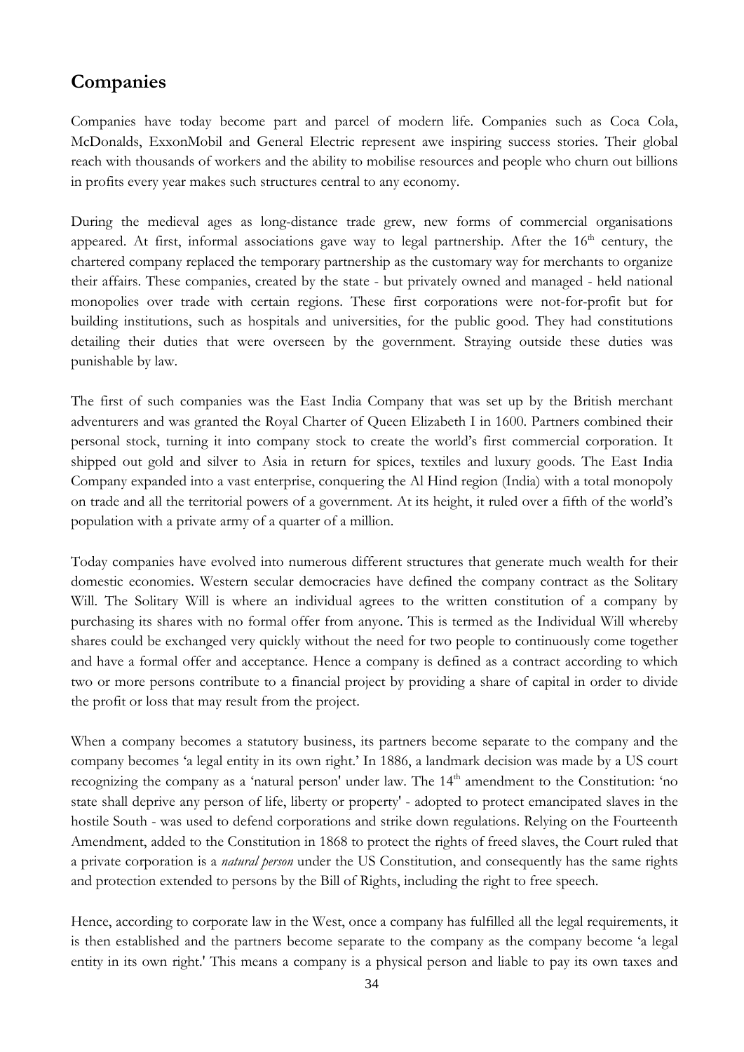## Companies

Companies have today become part and parcel of modern life. Companies such as Coca Cola, McDonalds, ExxonMobil and General Electric represent awe inspiring success stories. Their global reach with thousands of workers and the ability to mobilise resources and people who churn out billions in profits every year makes such structures central to any economy.

During the medieval ages as long-distance trade grew, new forms of commercial organisations appeared. At first, informal associations gave way to legal partnership. After the 16th century, the chartered company replaced the temporary partnership as the customary way for merchants to organize their affairs. These companies, created by the state - but privately owned and managed - held national monopolies over trade with certain regions. These first corporations were not-for-profit but for building institutions, such as hospitals and universities, for the public good. They had constitutions detailing their duties that were overseen by the government. Straying outside these duties was punishable by law.

The first of such companies was the East India Company that was set up by the British merchant adventurers and was granted the Royal Charter of Queen Elizabeth I in 1600. Partners combined their personal stock, turning it into company stock to create the world's first commercial corporation. It shipped out gold and silver to Asia in return for spices, textiles and luxury goods. The East India Company expanded into a vast enterprise, conquering the Al Hind region (India) with a total monopoly on trade and all the territorial powers of a government. At its height, it ruled over a fifth of the world's population with a private army of a quarter of a million.

Today companies have evolved into numerous different structures that generate much wealth for their domestic economies. Western secular democracies have defined the company contract as the Solitary Will. The Solitary Will is where an individual agrees to the written constitution of a company by purchasing its shares with no formal offer from anyone. This is termed as the Individual Will whereby shares could be exchanged very quickly without the need for two people to continuously come together and have a formal offer and acceptance. Hence a company is defined as a contract according to which two or more persons contribute to a financial project by providing a share of capital in order to divide the profit or loss that may result from the project.

When a company becomes a statutory business, its partners become separate to the company and the company becomes 'a legal entity in its own right.' In 1886, a landmark decision was made by a US court recognizing the company as a 'natural person' under law. The 14th amendment to the Constitution: 'no state shall deprive any person of life, liberty or property' - adopted to protect emancipated slaves in the hostile South - was used to defend corporations and strike down regulations. Relying on the Fourteenth Amendment, added to the Constitution in 1868 to protect the rights of freed slaves, the Court ruled that a private corporation is a *natural person* under the US Constitution, and consequently has the same rights and protection extended to persons by the Bill of Rights, including the right to free speech.

Hence, according to corporate law in the West, once a company has fulfilled all the legal requirements, it is then established and the partners become separate to the company as the company become 'a legal entity in its own right.' This means a company is a physical person and liable to pay its own taxes and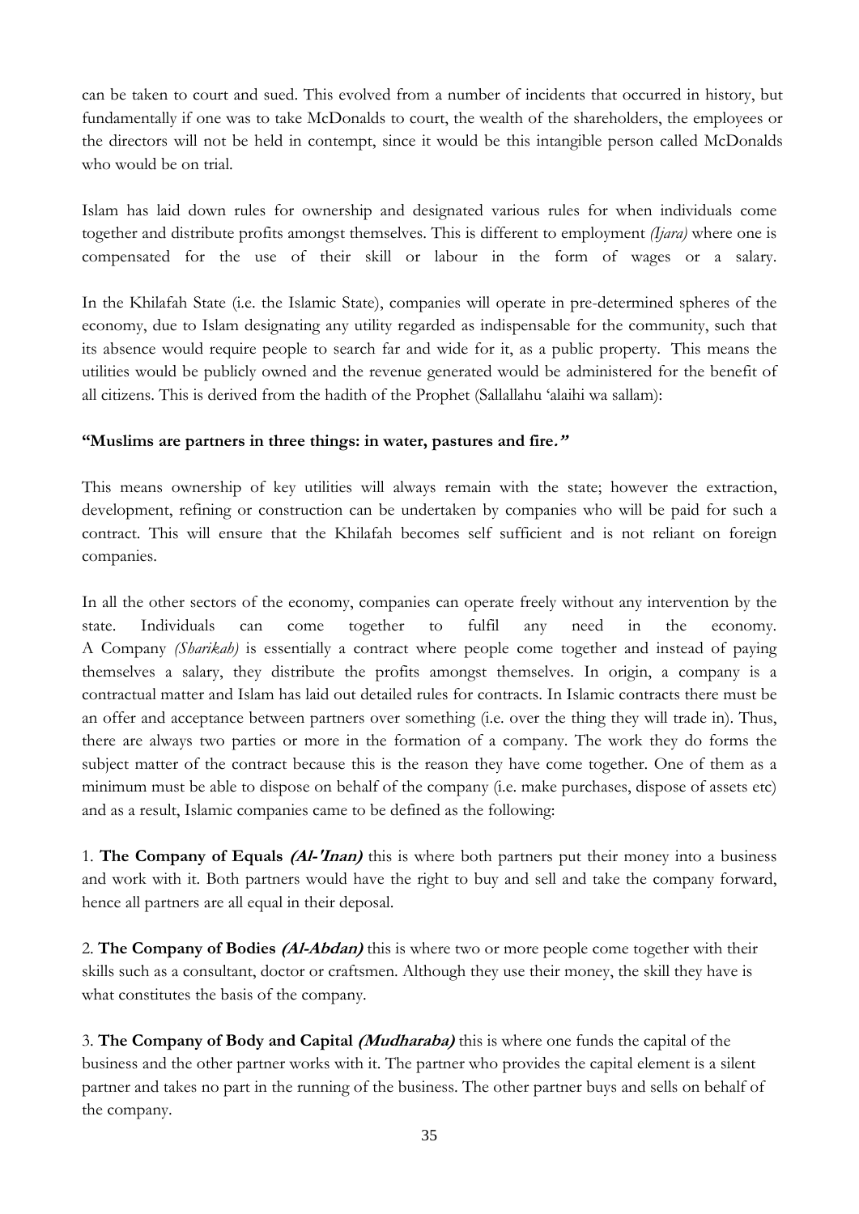can be taken to court and sued. This evolved from a number of incidents that occurred in history, but fundamentally if one was to take McDonalds to court, the wealth of the shareholders, the employees or the directors will not be held in contempt, since it would be this intangible person called McDonalds who would be on trial.

Islam has laid down rules for ownership and designated various rules for when individuals come together and distribute profits amongst themselves. This is different to employment *(Ijara)* where one is compensated for the use of their skill or labour in the form of wages or a salary.

In the Khilafah State (i.e. the Islamic State), companies will operate in pre-determined spheres of the economy, due to Islam designating any utility regarded as indispensable for the community, such that its absence would require people to search far and wide for it, as a public property. This means the utilities would be publicly owned and the revenue generated would be administered for the benefit of all citizens. This is derived from the hadith of the Prophet (Sallallahu 'alaihi wa sallam):

**"Muslims are partners in three things: in water, pastures and fire."**

This means ownership of key utilities will always remain with the state; however the extraction, development, refining or construction can be undertaken by companies who will be paid for such a contract. This will ensure that the Khilafah becomes self sufficient and is not reliant on foreign companies.

In all the other sectors of the economy, companies can operate freely without any intervention by the state. Individuals can come together to fulfil any need in the economy. A Company *(Sharikah)* is essentially a contract where people come together and instead of paying themselves a salary, they distribute the profits amongst themselves. In origin, a company is a contractual matter and Islam has laid out detailed rules for contracts. In Islamic contracts there must be an offer and acceptance between partners over something (i.e. over the thing they will trade in). Thus, there are always two parties or more in the formation of a company. The work they do forms the subject matter of the contract because this is the reason they have come together. One of them as a minimum must be able to dispose on behalf of the company (i.e. make purchases, dispose of assets etc) and as a result, Islamic companies came to be defined as the following:

1. **The Company of Equals *(Al-'Inan)*** this is where both partners put their money into a business and work with it. Both partners would have the right to buy and sell and take the company forward, hence all partners are all equal in their deposal.

2. **The Company of Bodies *(Al-Abdan)*** this is where two or more people come together with their skills such as a consultant, doctor or craftsmen. Although they use their money, the skill they have is what constitutes the basis of the company.

3. **The Company of Body and Capital *(Mudharaba)*** this is where one funds the capital of the business and the other partner works with it. The partner who provides the capital element is a silent partner and takes no part in the running of the business. The other partner buys and sells on behalf of the company.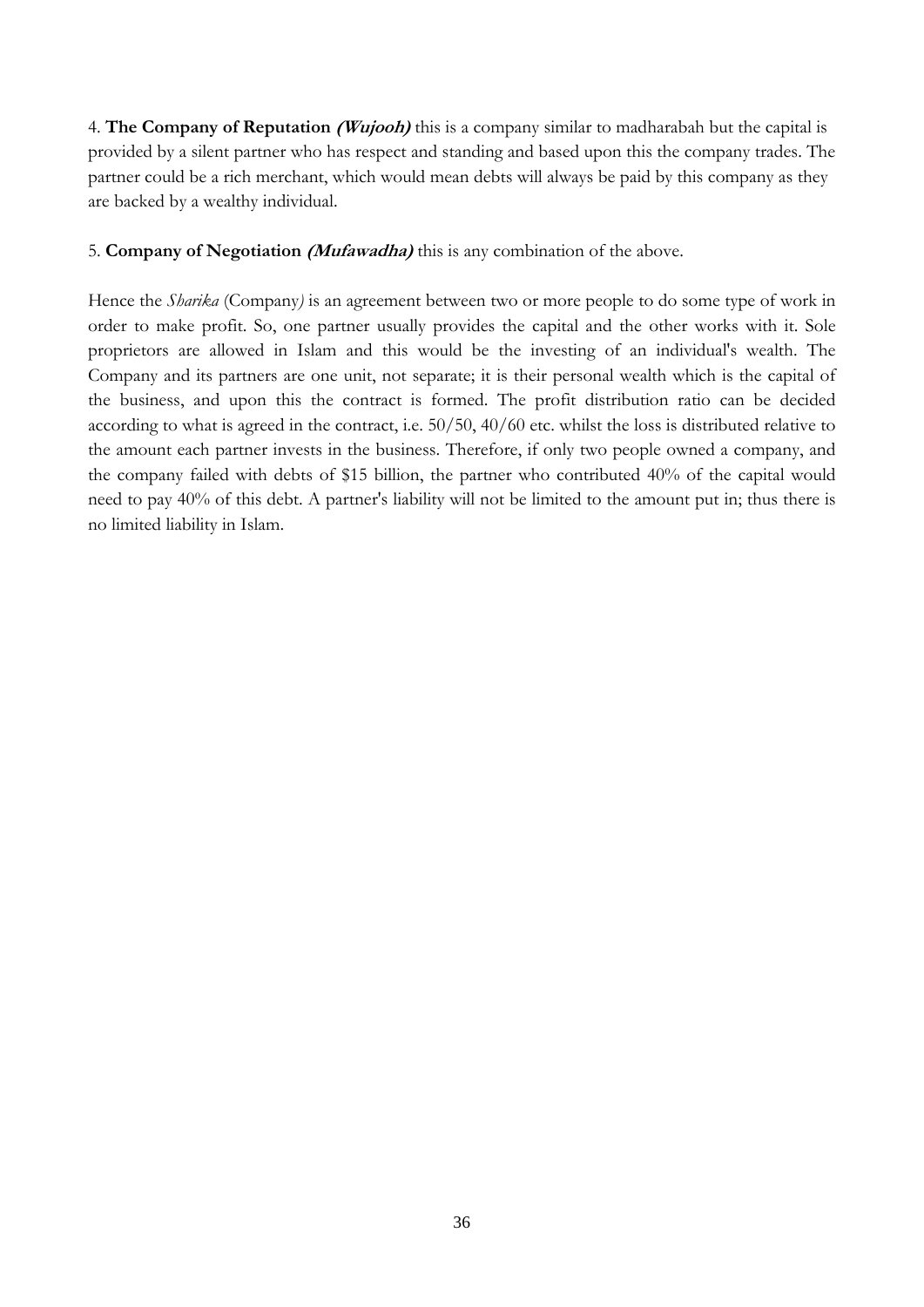4. **The Company of Reputation *(Wujooh)*** this is a company similar to madharabah but the capital is provided by a silent partner who has respect and standing and based upon this the company trades. The partner could be a rich merchant, which would mean debts will always be paid by this company as they are backed by a wealthy individual.

5. **Company of Negotiation *(Mufawadha)*** this is any combination of the above.

Hence the *Sharika* (Company*)* is an agreement between two or more people to do some type of work in order to make profit. So, one partner usually provides the capital and the other works with it. Sole proprietors are allowed in Islam and this would be the investing of an individual's wealth. The Company and its partners are one unit, not separate; it is their personal wealth which is the capital of the business, and upon this the contract is formed. The profit distribution ratio can be decided according to what is agreed in the contract, i.e. 50/50, 40/60 etc. whilst the loss is distributed relative to the amount each partner invests in the business. Therefore, if only two people owned a company, and the company failed with debts of $15 billion, the partner who contributed 40% of the capital would need to pay 40% of this debt. A partner's liability will not be limited to the amount put in; thus there is no limited liability in Islam.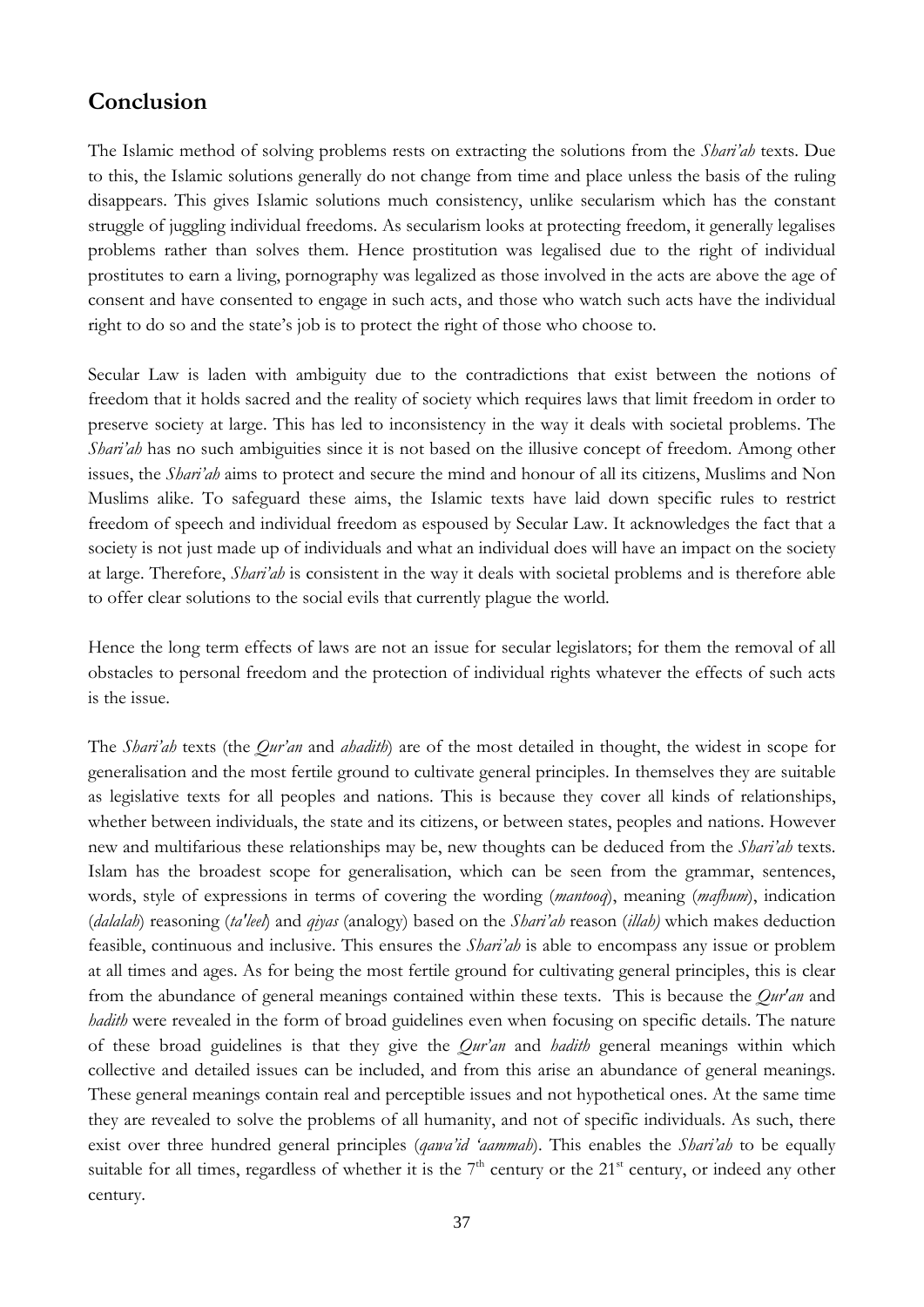## Conclusion

The Islamic method of solving problems rests on extracting the solutions from the *Shari'ah* texts. Due to this, the Islamic solutions generally do not change from time and place unless the basis of the ruling disappears. This gives Islamic solutions much consistency, unlike secularism which has the constant struggle of juggling individual freedoms. As secularism looks at protecting freedom, it generally legalises problems rather than solves them. Hence prostitution was legalised due to the right of individual prostitutes to earn a living, pornography was legalized as those involved in the acts are above the age of consent and have consented to engage in such acts, and those who watch such acts have the individual right to do so and the state's job is to protect the right of those who choose to.

Secular Law is laden with ambiguity due to the contradictions that exist between the notions of freedom that it holds sacred and the reality of society which requires laws that limit freedom in order to preserve society at large. This has led to inconsistency in the way it deals with societal problems. The *Shari'ah* has no such ambiguities since it is not based on the illusive concept of freedom. Among other issues, the *Shari'ah* aims to protect and secure the mind and honour of all its citizens, Muslims and Non Muslims alike. To safeguard these aims, the Islamic texts have laid down specific rules to restrict freedom of speech and individual freedom as espoused by Secular Law. It acknowledges the fact that a society is not just made up of individuals and what an individual does will have an impact on the society at large. Therefore, *Shari'ah* is consistent in the way it deals with societal problems and is therefore able to offer clear solutions to the social evils that currently plague the world.

Hence the long term effects of laws are not an issue for secular legislators; for them the removal of all obstacles to personal freedom and the protection of individual rights whatever the effects of such acts is the issue.

The *Shari'ah* texts (the *Qur'an* and *ahadith*) are of the most detailed in thought, the widest in scope for generalisation and the most fertile ground to cultivate general principles. In themselves they are suitable as legislative texts for all peoples and nations. This is because they cover all kinds of relationships, whether between individuals, the state and its citizens, or between states, peoples and nations. However new and multifarious these relationships may be, new thoughts can be deduced from the *Shari'ah* texts. Islam has the broadest scope for generalisation, which can be seen from the grammar, sentences, words, style of expressions in terms of covering the wording (*mantooq*), meaning (*mafhum*), indication (*dalalah*) reasoning (*ta'leel*) and *qiyas* (analogy) based on the *Shari'ah* reason (*illah)* which makes deduction feasible, continuous and inclusive. This ensures the *Shari'ah* is able to encompass any issue or problem at all times and ages. As for being the most fertile ground for cultivating general principles, this is clear from the abundance of general meanings contained within these texts. This is because the *Qur'an* and *hadith* were revealed in the form of broad guidelines even when focusing on specific details. The nature of these broad guidelines is that they give the *Qur'an* and *hadith* general meanings within which collective and detailed issues can be included, and from this arise an abundance of general meanings. These general meanings contain real and perceptible issues and not hypothetical ones. At the same time they are revealed to solve the problems of all humanity, and not of specific individuals. As such, there exist over three hundred general principles (*qawa'id 'aammah*). This enables the *Shari'ah* to be equally suitable for all times, regardless of whether it is the 7th century or the 21st century, or indeed any other century.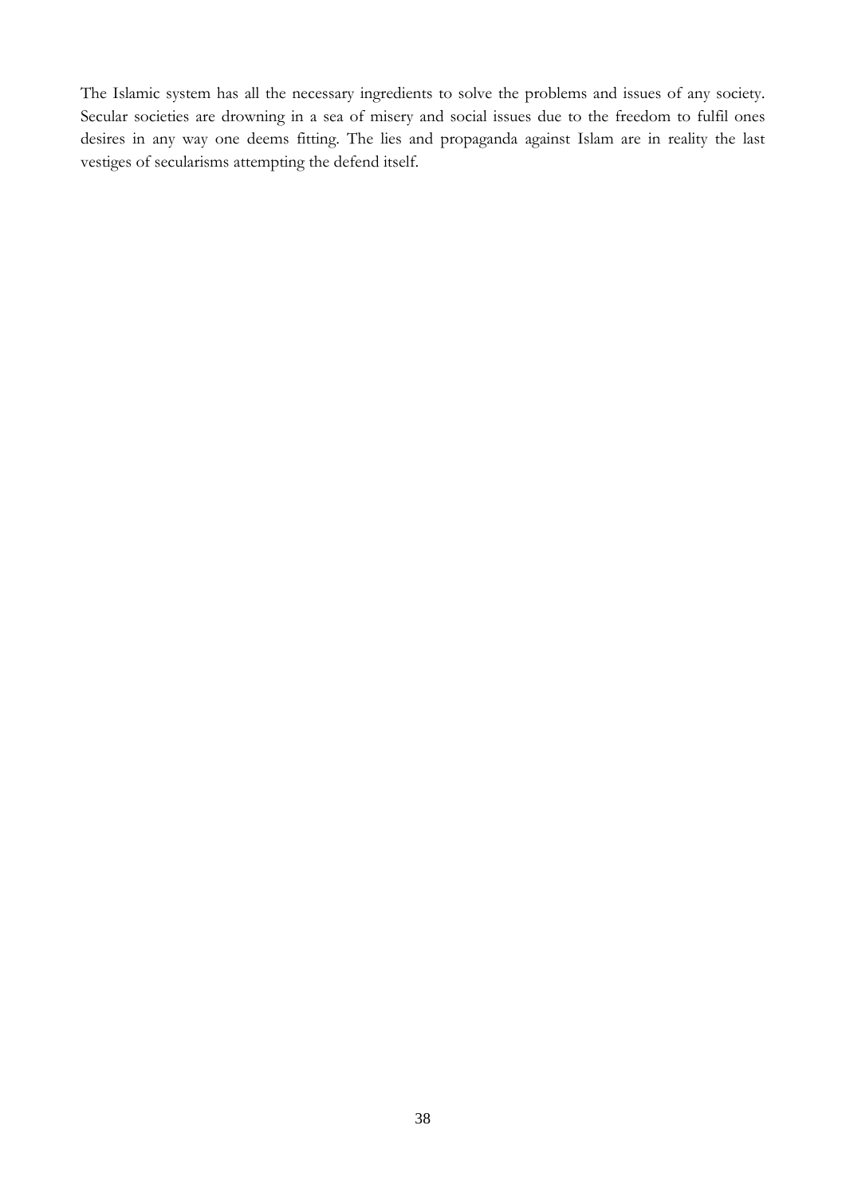The Islamic system has all the necessary ingredients to solve the problems and issues of any society. Secular societies are drowning in a sea of misery and social issues due to the freedom to fulfil ones desires in any way one deems fitting. The lies and propaganda against Islam are in reality the last vestiges of secularisms attempting the defend itself.